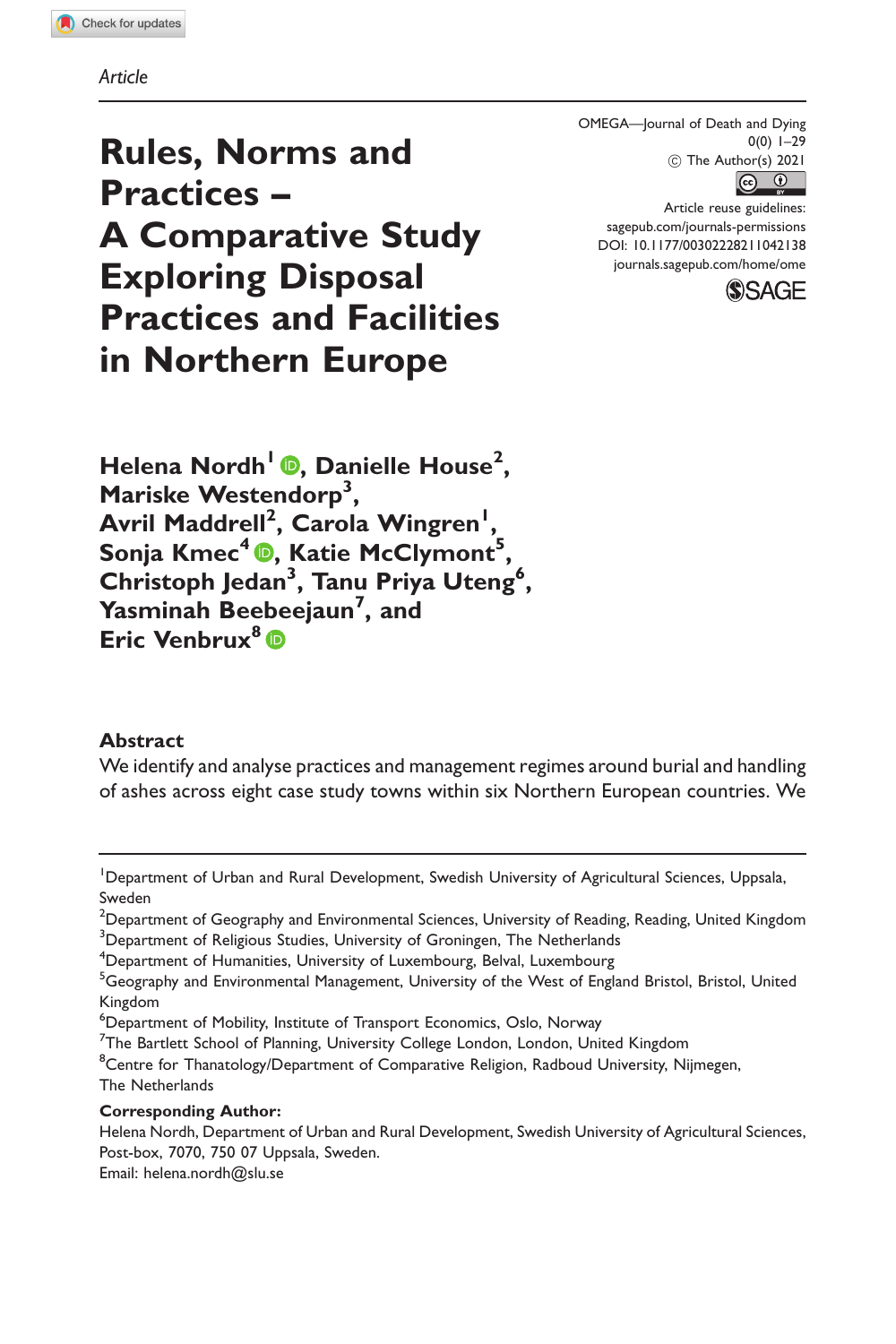*Article*

# Rules, Norms and Practices – A Comparative Study Exploring Disposal Practices and Facilities in Northern Europe

OMEGA—Journal of Death and Dying
© The Author(s) 2021
Article reuse guidelines: sagepub.com/journals-permissions
DOI: 10.1177/00302228211042138
journals.sagepub.com/home/ome

**Helena Nordh[1], Danielle House[2], Mariske Westendorp[3], Avril Maddrell[2], Carola Wingren[1], Sonja Kmec[4], Katie McClymont[5], Christoph Jedan[3], Tanu Priya Uteng[6], Yasminah Beebeejaun[7], and Eric Venbrux[8]**

## Abstract

We identify and analyse practices and management regimes around burial and handling of ashes across eight case study towns within six Northern European countries. We

---

[1]Department of Urban and Rural Development, Swedish University of Agricultural Sciences, Uppsala, Sweden
[2]Department of Geography and Environmental Sciences, University of Reading, Reading, United Kingdom
[3]Department of Religious Studies, University of Groningen, The Netherlands
[4]Department of Humanities, University of Luxembourg, Belval, Luxembourg
[5]Geography and Environmental Management, University of the West of England Bristol, Bristol, United Kingdom
[6]Department of Mobility, Institute of Transport Economics, Oslo, Norway
[7]The Bartlett School of Planning, University College London, London, United Kingdom
[8]Centre for Thanatology/Department of Comparative Religion, Radboud University, Nijmegen, The Netherlands

**Corresponding Author:**
Helena Nordh, Department of Urban and Rural Development, Swedish University of Agricultural Sciences, Post-box, 7070, 750 07 Uppsala, Sweden.
Email: helena.nordh@slu.se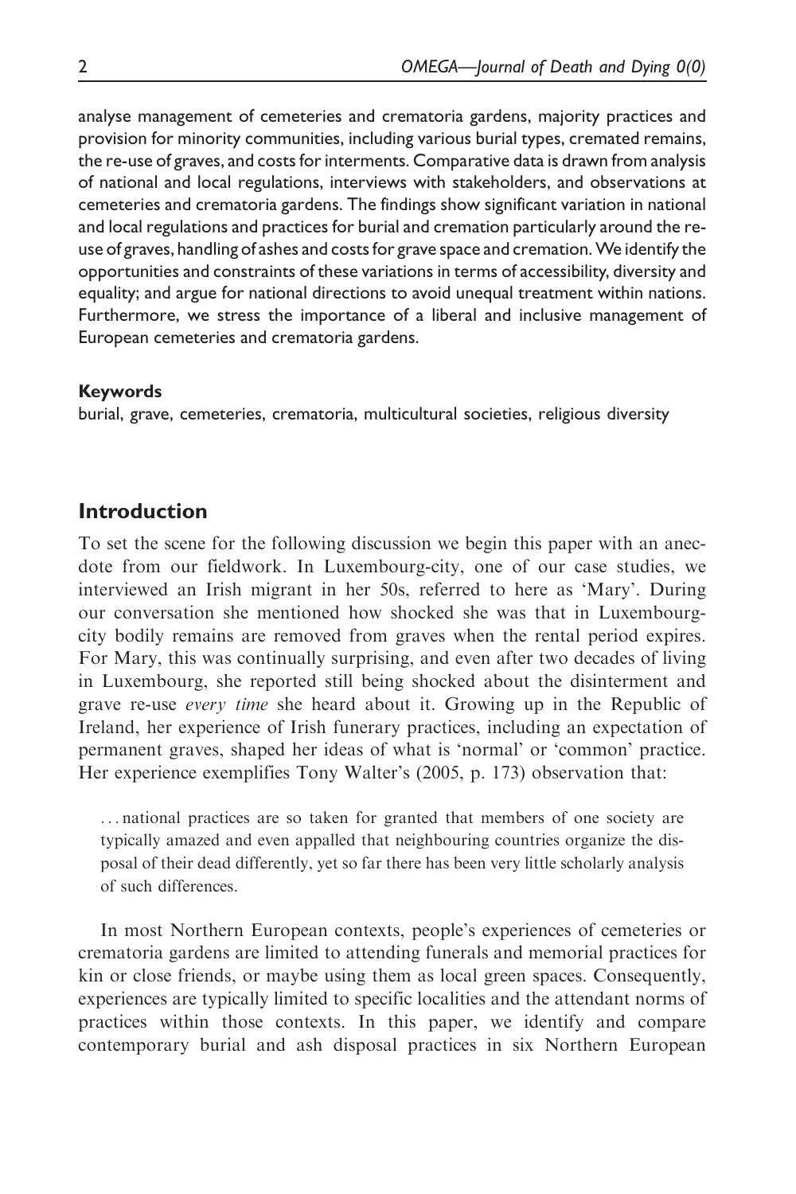analyse management of cemeteries and crematoria gardens, majority practices and provision for minority communities, including various burial types, cremated remains, the re-use of graves, and costs for interments. Comparative data is drawn from analysis of national and local regulations, interviews with stakeholders, and observations at cemeteries and crematoria gardens. The findings show significant variation in national and local regulations and practices for burial and cremation particularly around the re-use of graves, handling of ashes and costs for grave space and cremation. We identify the opportunities and constraints of these variations in terms of accessibility, diversity and equality; and argue for national directions to avoid unequal treatment within nations. Furthermore, we stress the importance of a liberal and inclusive management of European cemeteries and crematoria gardens.

**Keywords**

burial, grave, cemeteries, crematoria, multicultural societies, religious diversity

## Introduction

To set the scene for the following discussion we begin this paper with an anecdote from our fieldwork. In Luxembourg-city, one of our case studies, we interviewed an Irish migrant in her 50s, referred to here as 'Mary'. During our conversation she mentioned how shocked she was that in Luxembourg-city bodily remains are removed from graves when the rental period expires. For Mary, this was continually surprising, and even after two decades of living in Luxembourg, she reported still being shocked about the disinterment and grave re-use *every time* she heard about it. Growing up in the Republic of Ireland, her experience of Irish funerary practices, including an expectation of permanent graves, shaped her ideas of what is 'normal' or 'common' practice. Her experience exemplifies Tony Walter's (2005, p. 173) observation that:

> ... national practices are so taken for granted that members of one society are typically amazed and even appalled that neighbouring countries organize the disposal of their dead differently, yet so far there has been very little scholarly analysis of such differences.

In most Northern European contexts, people's experiences of cemeteries or crematoria gardens are limited to attending funerals and memorial practices for kin or close friends, or maybe using them as local green spaces. Consequently, experiences are typically limited to specific localities and the attendant norms of practices within those contexts. In this paper, we identify and compare contemporary burial and ash disposal practices in six Northern European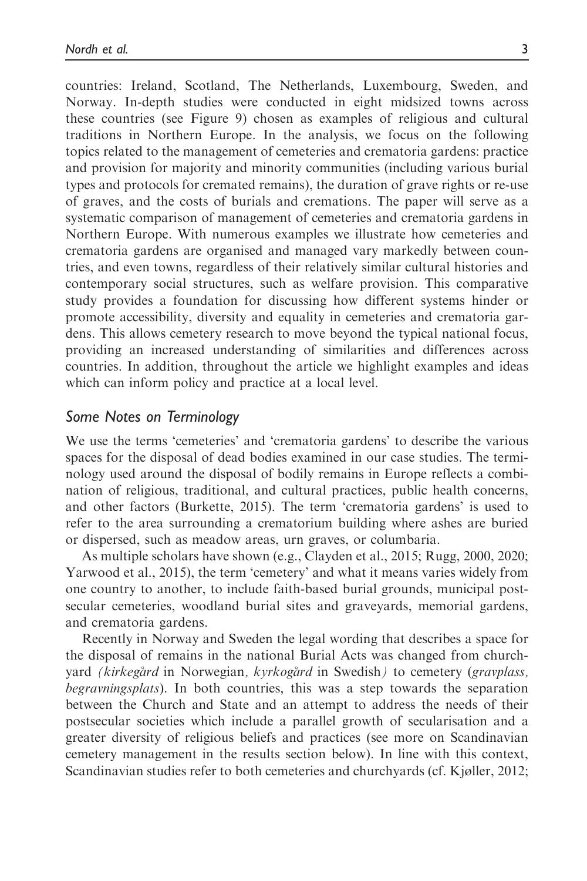countries: Ireland, Scotland, The Netherlands, Luxembourg, Sweden, and Norway. In-depth studies were conducted in eight midsized towns across these countries (see Figure 9) chosen as examples of religious and cultural traditions in Northern Europe. In the analysis, we focus on the following topics related to the management of cemeteries and crematoria gardens: practice and provision for majority and minority communities (including various burial types and protocols for cremated remains), the duration of grave rights or re-use of graves, and the costs of burials and cremations. The paper will serve as a systematic comparison of management of cemeteries and crematoria gardens in Northern Europe. With numerous examples we illustrate how cemeteries and crematoria gardens are organised and managed vary markedly between countries, and even towns, regardless of their relatively similar cultural histories and contemporary social structures, such as welfare provision. This comparative study provides a foundation for discussing how different systems hinder or promote accessibility, diversity and equality in cemeteries and crematoria gardens. This allows cemetery research to move beyond the typical national focus, providing an increased understanding of similarities and differences across countries. In addition, throughout the article we highlight examples and ideas which can inform policy and practice at a local level.

## *Some Notes on Terminology*

We use the terms 'cemeteries' and 'crematoria gardens' to describe the various spaces for the disposal of dead bodies examined in our case studies. The terminology used around the disposal of bodily remains in Europe reflects a combination of religious, traditional, and cultural practices, public health concerns, and other factors (Burkette, 2015). The term 'crematoria gardens' is used to refer to the area surrounding a crematorium building where ashes are buried or dispersed, such as meadow areas, urn graves, or columbaria.

As multiple scholars have shown (e.g., Clayden et al., 2015; Rugg, 2000, 2020; Yarwood et al., 2015), the term 'cemetery' and what it means varies widely from one country to another, to include faith-based burial grounds, municipal postsecular cemeteries, woodland burial sites and graveyards, memorial gardens, and crematoria gardens.

Recently in Norway and Sweden the legal wording that describes a space for the disposal of remains in the national Burial Acts was changed from churchyard *(kirkegård* in Norwegian*, kyrkogård* in Swedish*)* to cemetery (*gravplass, begravningsplats*). In both countries, this was a step towards the separation between the Church and State and an attempt to address the needs of their postsecular societies which include a parallel growth of secularisation and a greater diversity of religious beliefs and practices (see more on Scandinavian cemetery management in the results section below). In line with this context, Scandinavian studies refer to both cemeteries and churchyards (cf. Kjøller, 2012;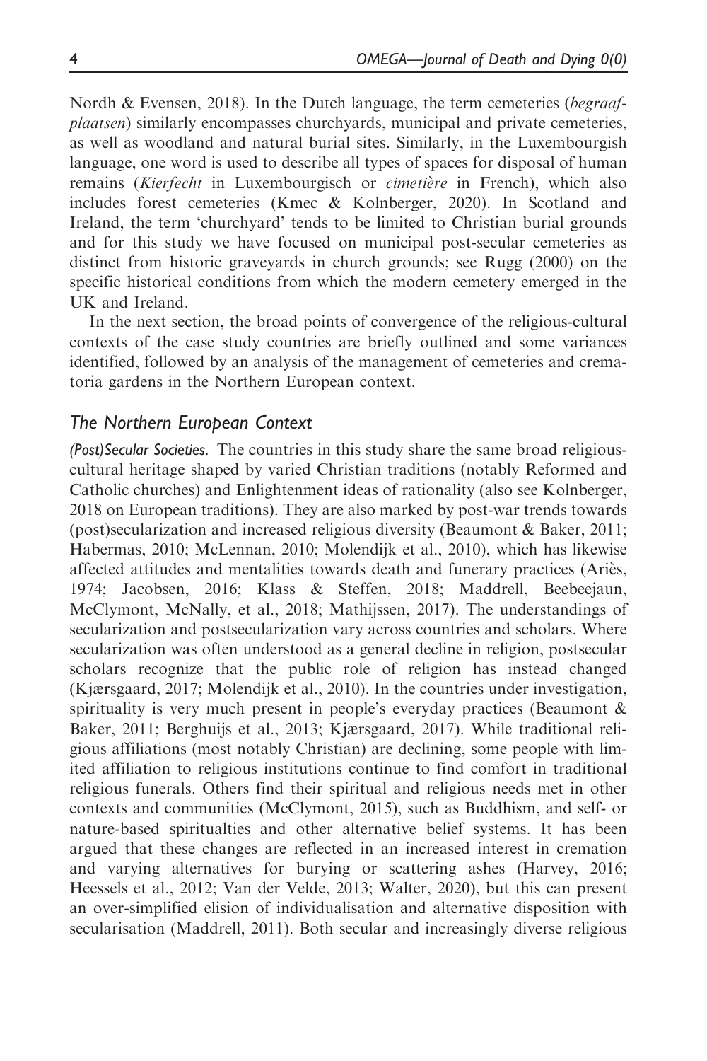Nordh & Evensen, 2018). In the Dutch language, the term cemeteries (*begraafplaatsen*) similarly encompasses churchyards, municipal and private cemeteries, as well as woodland and natural burial sites. Similarly, in the Luxembourgish language, one word is used to describe all types of spaces for disposal of human remains (*Kierfecht* in Luxembourgisch or *cimetière* in French), which also includes forest cemeteries (Kmec & Kolnberger, 2020). In Scotland and Ireland, the term 'churchyard' tends to be limited to Christian burial grounds and for this study we have focused on municipal post-secular cemeteries as distinct from historic graveyards in church grounds; see Rugg (2000) on the specific historical conditions from which the modern cemetery emerged in the UK and Ireland.

In the next section, the broad points of convergence of the religious-cultural contexts of the case study countries are briefly outlined and some variances identified, followed by an analysis of the management of cemeteries and crematoria gardens in the Northern European context.

## The Northern European Context

*(Post)Secular Societies.* The countries in this study share the same broad religious-cultural heritage shaped by varied Christian traditions (notably Reformed and Catholic churches) and Enlightenment ideas of rationality (also see Kolnberger, 2018 on European traditions). They are also marked by post-war trends towards (post)secularization and increased religious diversity (Beaumont & Baker, 2011; Habermas, 2010; McLennan, 2010; Molendijk et al., 2010), which has likewise affected attitudes and mentalities towards death and funerary practices (Ariès, 1974; Jacobsen, 2016; Klass & Steffen, 2018; Maddrell, Beebeejaun, McClymont, McNally, et al., 2018; Mathijssen, 2017). The understandings of secularization and postsecularization vary across countries and scholars. Where secularization was often understood as a general decline in religion, postsecular scholars recognize that the public role of religion has instead changed (Kjærsgaard, 2017; Molendijk et al., 2010). In the countries under investigation, spirituality is very much present in people's everyday practices (Beaumont & Baker, 2011; Berghuijs et al., 2013; Kjærsgaard, 2017). While traditional religious affiliations (most notably Christian) are declining, some people with limited affiliation to religious institutions continue to find comfort in traditional religious funerals. Others find their spiritual and religious needs met in other contexts and communities (McClymont, 2015), such as Buddhism, and self- or nature-based spiritualties and other alternative belief systems. It has been argued that these changes are reflected in an increased interest in cremation and varying alternatives for burying or scattering ashes (Harvey, 2016; Heessels et al., 2012; Van der Velde, 2013; Walter, 2020), but this can present an over-simplified elision of individualisation and alternative disposition with secularisation (Maddrell, 2011). Both secular and increasingly diverse religious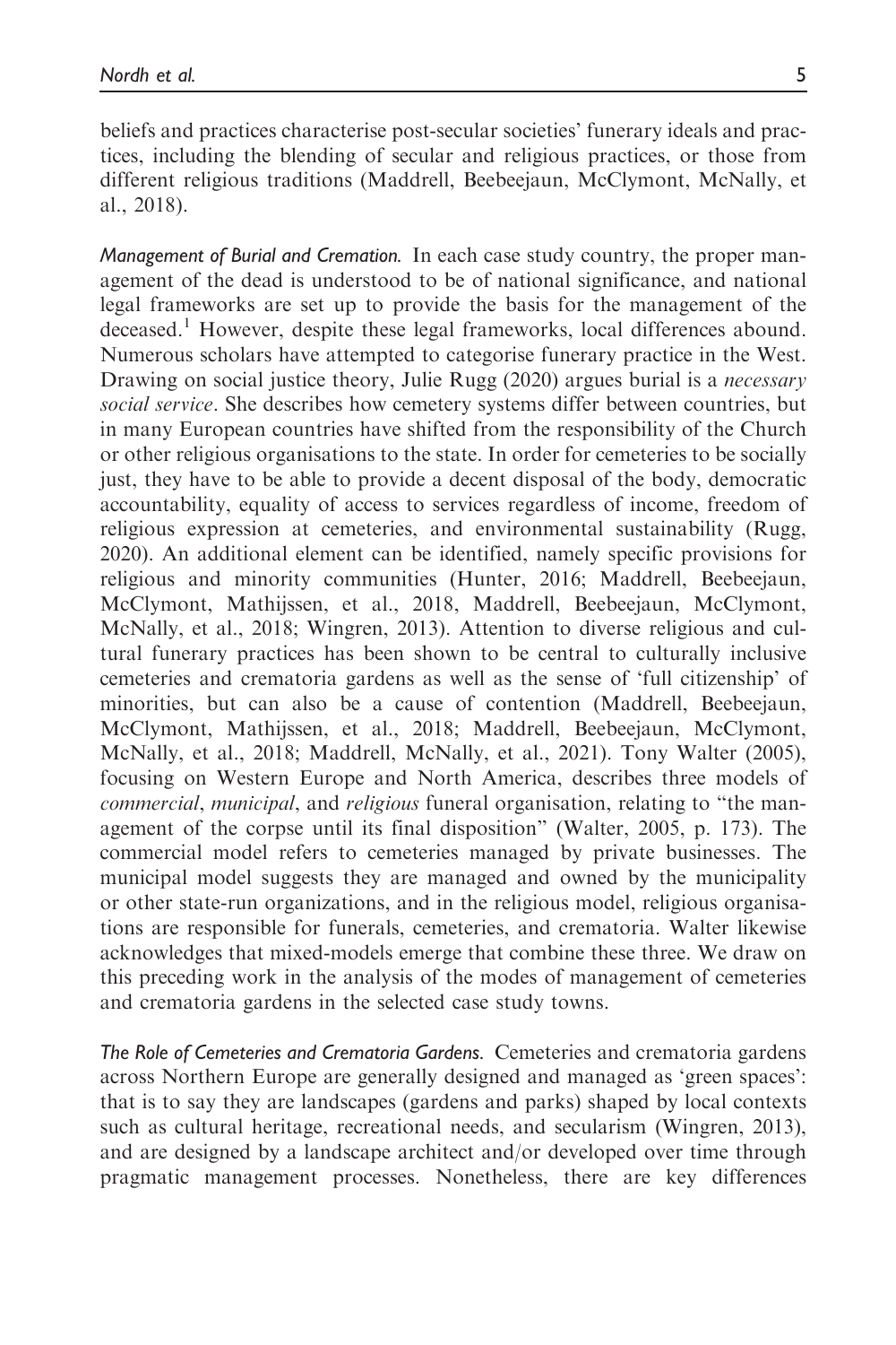beliefs and practices characterise post-secular societies' funerary ideals and practices, including the blending of secular and religious practices, or those from different religious traditions (Maddrell, Beebeejaun, McClymont, McNally, et al., 2018).

*Management of Burial and Cremation.* In each case study country, the proper management of the dead is understood to be of national significance, and national legal frameworks are set up to provide the basis for the management of the deceased.[1] However, despite these legal frameworks, local differences abound. Numerous scholars have attempted to categorise funerary practice in the West. Drawing on social justice theory, Julie Rugg (2020) argues burial is a *necessary social service*. She describes how cemetery systems differ between countries, but in many European countries have shifted from the responsibility of the Church or other religious organisations to the state. In order for cemeteries to be socially just, they have to be able to provide a decent disposal of the body, democratic accountability, equality of access to services regardless of income, freedom of religious expression at cemeteries, and environmental sustainability (Rugg, 2020). An additional element can be identified, namely specific provisions for religious and minority communities (Hunter, 2016; Maddrell, Beebeejaun, McClymont, Mathijssen, et al., 2018, Maddrell, Beebeejaun, McClymont, McNally, et al., 2018; Wingren, 2013). Attention to diverse religious and cultural funerary practices has been shown to be central to culturally inclusive cemeteries and crematoria gardens as well as the sense of 'full citizenship' of minorities, but can also be a cause of contention (Maddrell, Beebeejaun, McClymont, Mathijssen, et al., 2018; Maddrell, Beebeejaun, McClymont, McNally, et al., 2018; Maddrell, McNally, et al., 2021). Tony Walter (2005), focusing on Western Europe and North America, describes three models of *commercial*, *municipal*, and *religious* funeral organisation, relating to "the management of the corpse until its final disposition" (Walter, 2005, p. 173). The commercial model refers to cemeteries managed by private businesses. The municipal model suggests they are managed and owned by the municipality or other state-run organizations, and in the religious model, religious organisations are responsible for funerals, cemeteries, and crematoria. Walter likewise acknowledges that mixed-models emerge that combine these three. We draw on this preceding work in the analysis of the modes of management of cemeteries and crematoria gardens in the selected case study towns.

*The Role of Cemeteries and Crematoria Gardens.* Cemeteries and crematoria gardens across Northern Europe are generally designed and managed as 'green spaces': that is to say they are landscapes (gardens and parks) shaped by local contexts such as cultural heritage, recreational needs, and secularism (Wingren, 2013), and are designed by a landscape architect and/or developed over time through pragmatic management processes. Nonetheless, there are key differences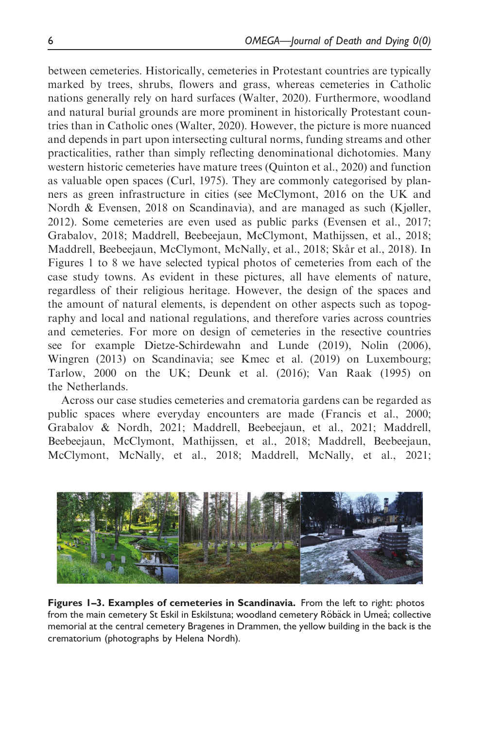between cemeteries. Historically, cemeteries in Protestant countries are typically marked by trees, shrubs, flowers and grass, whereas cemeteries in Catholic nations generally rely on hard surfaces (Walter, 2020). Furthermore, woodland and natural burial grounds are more prominent in historically Protestant countries than in Catholic ones (Walter, 2020). However, the picture is more nuanced and depends in part upon intersecting cultural norms, funding streams and other practicalities, rather than simply reflecting denominational dichotomies. Many western historic cemeteries have mature trees (Quinton et al., 2020) and function as valuable open spaces (Curl, 1975). They are commonly categorised by planners as green infrastructure in cities (see McClymont, 2016 on the UK and Nordh & Evensen, 2018 on Scandinavia), and are managed as such (Kjøller, 2012). Some cemeteries are even used as public parks (Evensen et al., 2017; Grabalov, 2018; Maddrell, Beebeejaun, McClymont, Mathijssen, et al., 2018; Maddrell, Beebeejaun, McClymont, McNally, et al., 2018; Skår et al., 2018). In Figures 1 to 8 we have selected typical photos of cemeteries from each of the case study towns. As evident in these pictures, all have elements of nature, regardless of their religious heritage. However, the design of the spaces and the amount of natural elements, is dependent on other aspects such as topography and local and national regulations, and therefore varies across countries and cemeteries. For more on design of cemeteries in the resective countries see for example Dietze-Schirdewahn and Lunde (2019), Nolin (2006), Wingren (2013) on Scandinavia; see Kmec et al. (2019) on Luxembourg; Tarlow, 2000 on the UK; Deunk et al. (2016); Van Raak (1995) on the Netherlands.

Across our case studies cemeteries and crematoria gardens can be regarded as public spaces where everyday encounters are made (Francis et al., 2000; Grabalov & Nordh, 2021; Maddrell, Beebeejaun, et al., 2021; Maddrell, Beebeejaun, McClymont, Mathijssen, et al., 2018; Maddrell, Beebeejaun, McClymont, McNally, et al., 2018; Maddrell, McNally, et al., 2021;

**Figures 1–3. Examples of cemeteries in Scandinavia.** From the left to right: photos from the main cemetery St Eskil in Eskilstuna; woodland cemetery Röbäck in Umeå; collective memorial at the central cemetery Bragenes in Drammen, the yellow building in the back is the crematorium (photographs by Helena Nordh).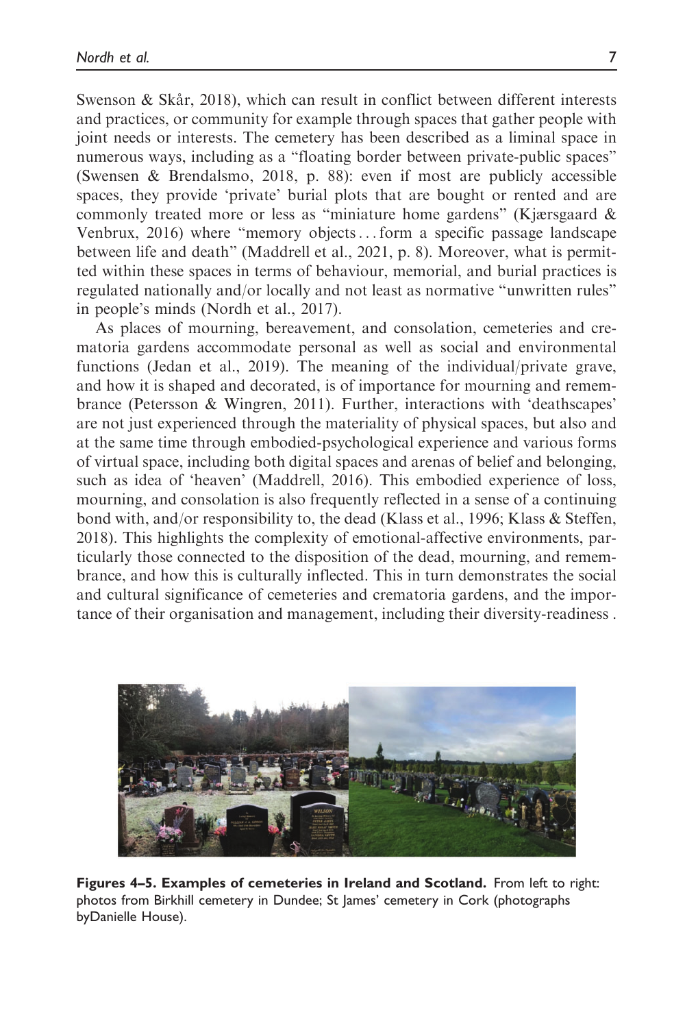Swenson & Skår, 2018), which can result in conflict between different interests and practices, or community for example through spaces that gather people with joint needs or interests. The cemetery has been described as a liminal space in numerous ways, including as a "floating border between private-public spaces" (Swensen & Brendalsmo, 2018, p. 88): even if most are publicly accessible spaces, they provide 'private' burial plots that are bought or rented and are commonly treated more or less as "miniature home gardens" (Kjærsgaard & Venbrux, 2016) where "memory objects ... form a specific passage landscape between life and death" (Maddrell et al., 2021, p. 8). Moreover, what is permitted within these spaces in terms of behaviour, memorial, and burial practices is regulated nationally and/or locally and not least as normative "unwritten rules" in people's minds (Nordh et al., 2017).

As places of mourning, bereavement, and consolation, cemeteries and crematoria gardens accommodate personal as well as social and environmental functions (Jedan et al., 2019). The meaning of the individual/private grave, and how it is shaped and decorated, is of importance for mourning and remembrance (Petersson & Wingren, 2011). Further, interactions with 'deathscapes' are not just experienced through the materiality of physical spaces, but also and at the same time through embodied-psychological experience and various forms of virtual space, including both digital spaces and arenas of belief and belonging, such as idea of 'heaven' (Maddrell, 2016). This embodied experience of loss, mourning, and consolation is also frequently reflected in a sense of a continuing bond with, and/or responsibility to, the dead (Klass et al., 1996; Klass & Steffen, 2018). This highlights the complexity of emotional-affective environments, particularly those connected to the disposition of the dead, mourning, and remembrance, and how this is culturally inflected. This in turn demonstrates the social and cultural significance of cemeteries and crematoria gardens, and the importance of their organisation and management, including their diversity-readiness .

**Figures 4–5. Examples of cemeteries in Ireland and Scotland.** From left to right: photos from Birkhill cemetery in Dundee; St James' cemetery in Cork (photographs byDanielle House).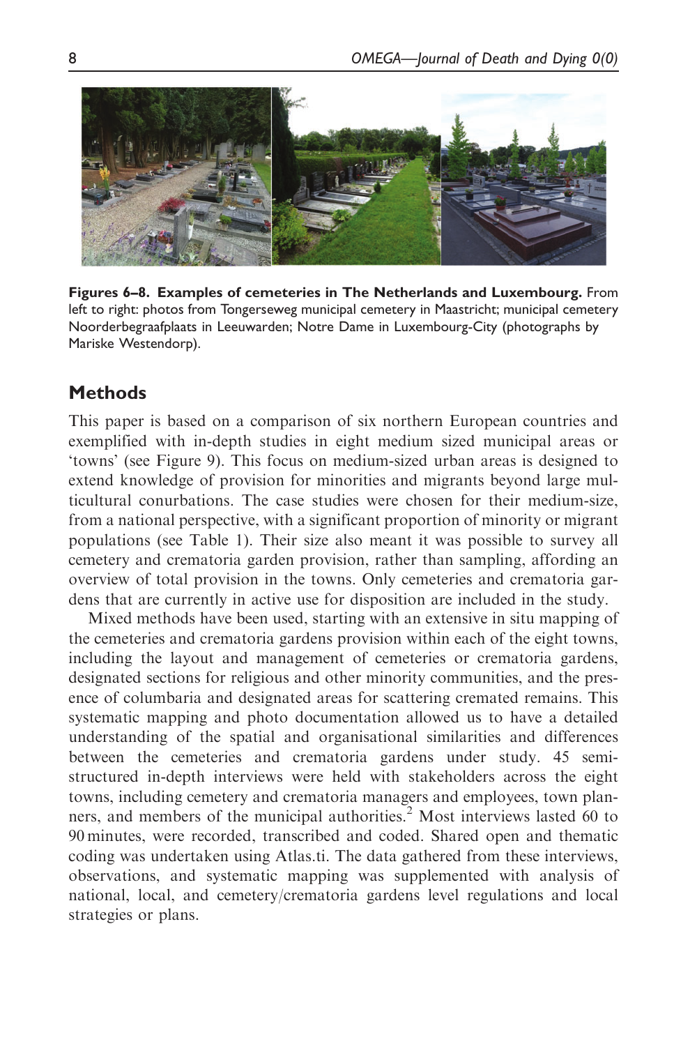**Figures 6–8. Examples of cemeteries in The Netherlands and Luxembourg.** From left to right: photos from Tongerseweg municipal cemetery in Maastricht; municipal cemetery Noorderbegraafplaats in Leeuwarden; Notre Dame in Luxembourg-City (photographs by Mariske Westendorp).

## Methods

This paper is based on a comparison of six northern European countries and exemplified with in-depth studies in eight medium sized municipal areas or 'towns' (see Figure 9). This focus on medium-sized urban areas is designed to extend knowledge of provision for minorities and migrants beyond large multicultural conurbations. The case studies were chosen for their medium-size, from a national perspective, with a significant proportion of minority or migrant populations (see Table 1). Their size also meant it was possible to survey all cemetery and crematoria garden provision, rather than sampling, affording an overview of total provision in the towns. Only cemeteries and crematoria gardens that are currently in active use for disposition are included in the study.

Mixed methods have been used, starting with an extensive in situ mapping of the cemeteries and crematoria gardens provision within each of the eight towns, including the layout and management of cemeteries or crematoria gardens, designated sections for religious and other minority communities, and the presence of columbaria and designated areas for scattering cremated remains. This systematic mapping and photo documentation allowed us to have a detailed understanding of the spatial and organisational similarities and differences between the cemeteries and crematoria gardens under study. 45 semi-structured in-depth interviews were held with stakeholders across the eight towns, including cemetery and crematoria managers and employees, town planners, and members of the municipal authorities.[2] Most interviews lasted 60 to 90 minutes, were recorded, transcribed and coded. Shared open and thematic coding was undertaken using Atlas.ti. The data gathered from these interviews, observations, and systematic mapping was supplemented with analysis of national, local, and cemetery/crematoria gardens level regulations and local strategies or plans.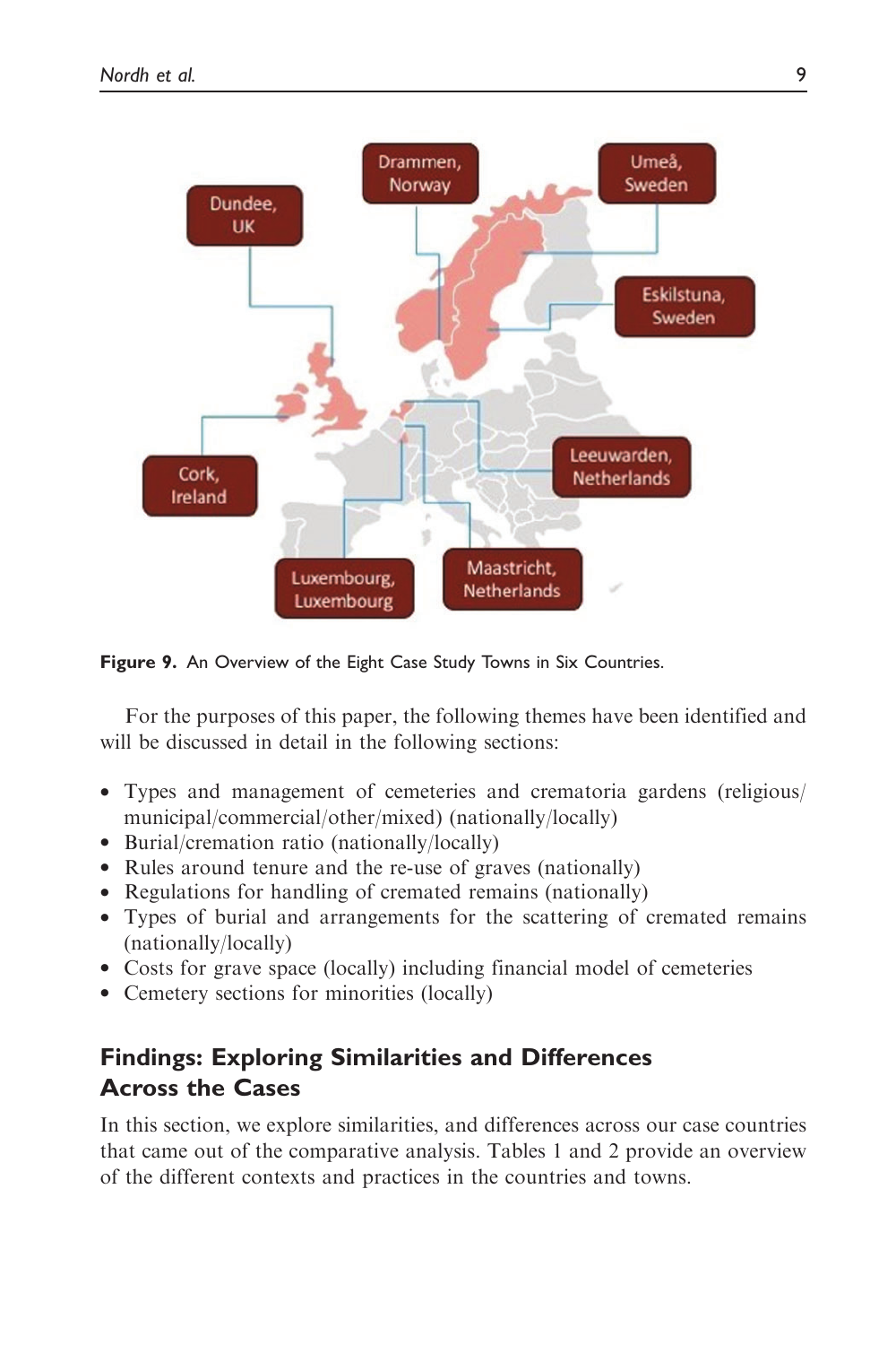Figure 9. An Overview of the Eight Case Study Towns in Six Countries.

For the purposes of this paper, the following themes have been identified and will be discussed in detail in the following sections:

- Types and management of cemeteries and crematoria gardens (religious/municipal/commercial/other/mixed) (nationally/locally)
- Burial/cremation ratio (nationally/locally)
- Rules around tenure and the re-use of graves (nationally)
- Regulations for handling of cremated remains (nationally)
- Types of burial and arrangements for the scattering of cremated remains (nationally/locally)
- Costs for grave space (locally) including financial model of cemeteries
- Cemetery sections for minorities (locally)

## Findings: Exploring Similarities and Differences Across the Cases

In this section, we explore similarities, and differences across our case countries that came out of the comparative analysis. Tables 1 and 2 provide an overview of the different contexts and practices in the countries and towns.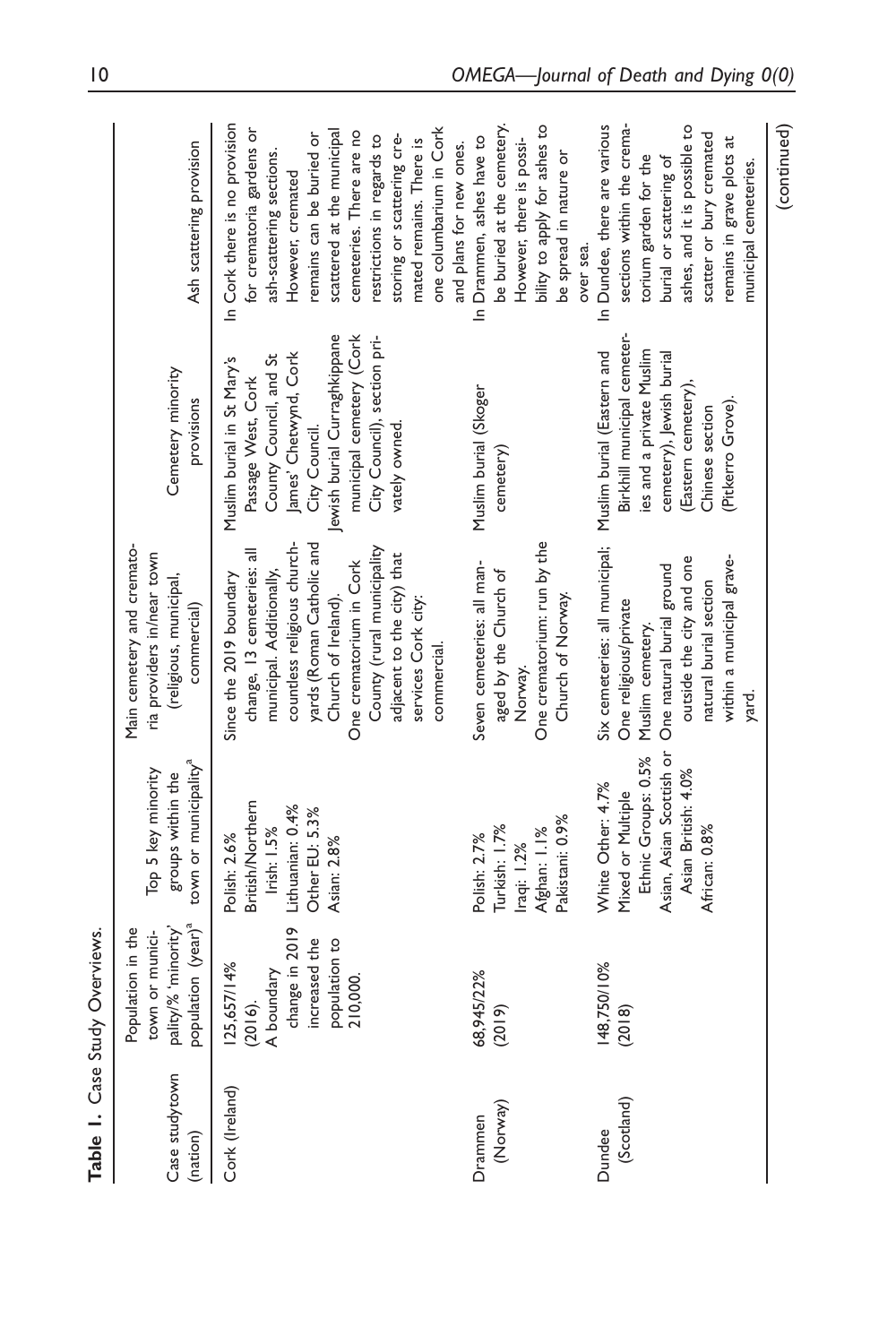**Table 1.** Case Study Overviews.

| Case study town (nation) | Population in the town or municipality/% 'minority' population (year)[a] | Top 5 key minority groups within the town or municipality[a] | Main cemetery and crematoria providers in/near town (religious, municipal, commercial) | Cemetery minority provisions | Ash scattering provision |
|---|---|---|---|---|---|
| Cork (Ireland) | 125,657/14% (2016). A boundary change in 2019 increased the population to 210,000. | Polish: 2.6%<br>British/Northern Irish: 1.5%<br>Lithuanian: 0.4%<br>Other EU: 5.3%<br>Asian: 2.8% | Since the 2019 boundary change, 13 cemeteries: all municipal. Additionally, countless religious churchyards (Roman Catholic and Church of Ireland).<br>One crematorium in Cork County (rural municipality adjacent to the city) that services Cork city: commercial. | Muslim burial in St Mary's Passage West, Cork County Council, and St James' Chetwynd, Cork City Council.<br>Jewish burial Curraghkippane municipal cemetery (Cork City Council), section privately owned. | In Cork there is no provision for crematoria gardens or ash-scattering sections. However, cremated remains can be buried or scattered at the municipal cemeteries. There are no restrictions in regards to storing or scattering cremated remains. There is one columbarium in Cork and plans for new ones. |
| Drammen (Norway) | 68,945/22% (2019) | Polish: 2.7%<br>Turkish: 1.7%<br>Iraqi: 1.2%<br>Afghan: 1.1%<br>Pakistani: 0.9% | Seven cemeteries: all managed by the Church of Norway.<br>One crematorium: run by the Church of Norway. | Muslim burial (Skoger cemetery) | In Drammen, ashes have to be buried at the cemetery. However, there is possibility to apply for ashes to be spread in nature or over sea. |
| Dundee (Scotland) | 148,750/10% (2018) | White Other: 4.7%<br>Mixed or Multiple Ethnic Groups: 0.5%<br>Asian, Asian Scottish or Asian British: 4.0%<br>African: 0.8% | Six cemeteries: all municipal; One religious/private Muslim cemetery.<br>One natural burial ground outside the city and one natural burial section within a municipal graveyard. | Muslim burial (Eastern and Birkhill municipal cemeteries and a private Muslim cemetery), Jewish burial (Eastern cemetery), Chinese section (Pitkerro Grove). | In Dundee, there are various sections within the crematorium garden for the burial or scattering of ashes, and it is possible to scatter or bury cremated remains in grave plots at municipal cemeteries. |

(continued)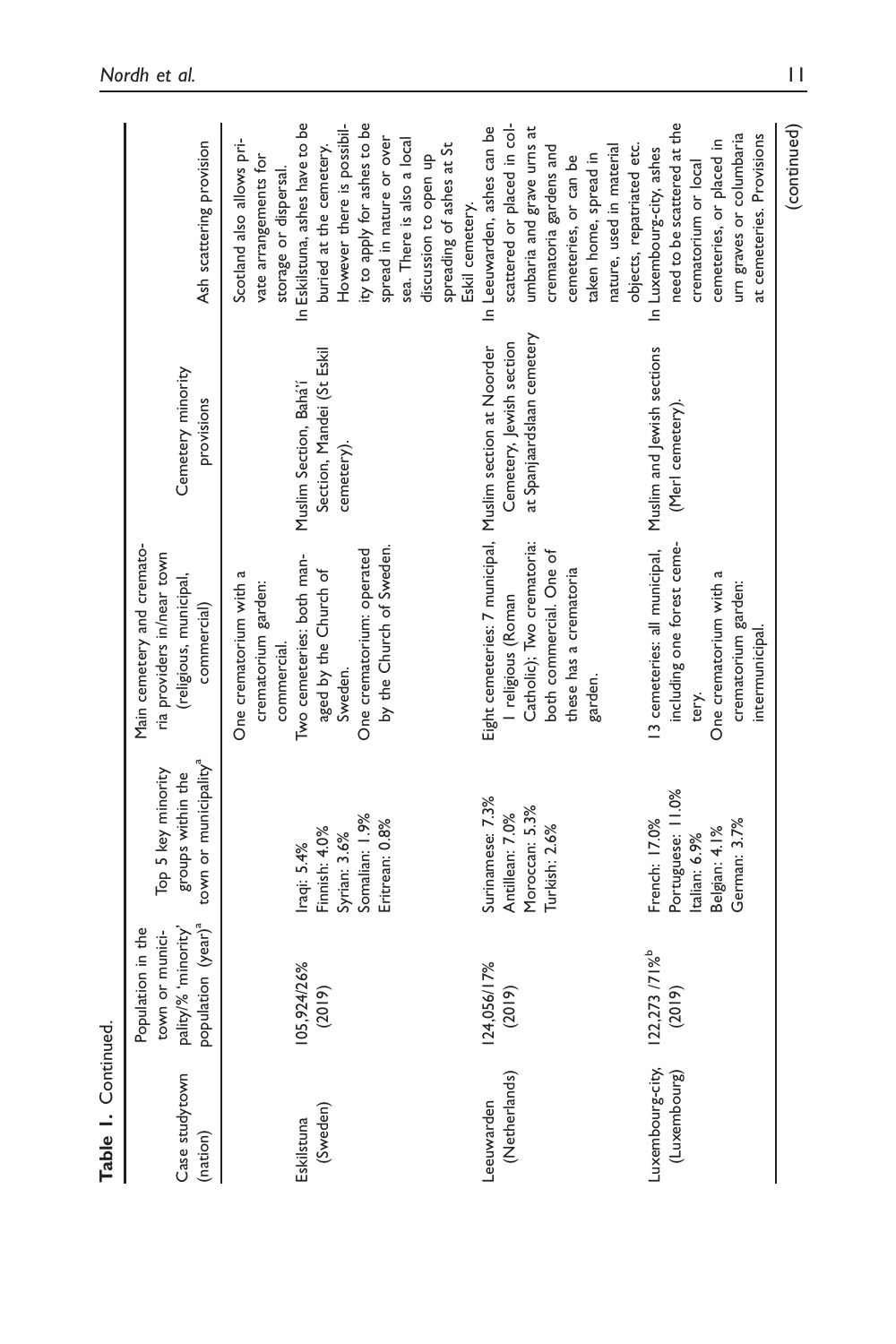**Table 1.** Continued.

| Case study town (nation) | Population in the town or municipality/% 'minority' population (year)[a] | Top 5 key minority groups within the town or municipality[a] | Main cemetery and crematoria providers in/near town (religious, municipal, commercial) | Cemetery minority provisions | Ash scattering provision |
|---|---|---|---|---|---|
| | | | One crematorium with a crematorium garden: commercial. | | Scotland also allows private arrangements for storage or dispersal. |
| Eskilstuna (Sweden) | 105,924/26% (2019) | Iraqi: 5.4%<br>Finnish: 4.0%<br>Syrian: 3.6%<br>Somalian: 1.9%<br>Eritrean: 0.8% | Two cemeteries: both managed by the Church of Sweden.<br>One crematorium: operated by the Church of Sweden. | Muslim Section, Bahá'í Section, Mandei (St Eskil cemetery). | In Eskilstuna, ashes have to be buried at the cemetery. However there is possibility to apply for ashes to be spread in nature or over sea. There is also a local discussion to open up spreading of ashes at St Eskil cemetery. |
| Leeuwarden (Netherlands) | 124,056/17% (2019) | Surinamese: 7.3%<br>Antillean: 7.0%<br>Moroccan: 5.3%<br>Turkish: 2.6% | Eight cemeteries: 7 municipal, 1 religious (Roman Catholic); Two crematoria: both commercial. One of these has a crematoria garden. | Muslim section at Noorder Cemetery, Jewish section at Spanjaardslaan cemetery | In Leeuwarden, ashes can be scattered or placed in columbaria and grave urns at crematoria gardens and cemeteries, or can be taken home, spread in nature, used in material objects, repatriated etc. |
| Luxembourg-city, (Luxembourg) | 122,273 /71%[b] (2019) | French: 17.0%<br>Portuguese: 11.0%<br>Italian: 6.9%<br>Belgian: 4.1%<br>German: 3.7% | 13 cemeteries: all municipal, including one forest cemetery.<br>One crematorium with a crematorium garden: intermunicipal. | Muslim and Jewish sections (Merl cemetery). | In Luxembourg-city, ashes need to be scattered at the crematorium or local cemeteries, or placed in urn graves or columbaria at cemeteries. Provisions |

(continued)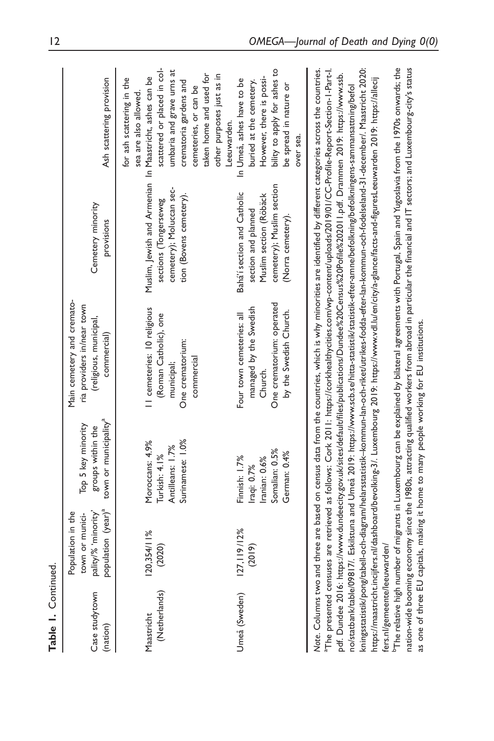**Table 1.** Continued.

| Case studytown (nation) | Population in the town or municipality/% 'minority' population (year)[a] | Top 5 key minority groups within the town or municipality[a] | Main cemetery and crematoria providers in/near town (religious, municipal, commercial) | Cemetery minority provisions | Ash scattering provision |
|---|---|---|---|---|---|
| | | | | | for ash scattering in the sea are also allowed. |
| Maastricht (Netherlands) | 120,354/11% (2020) | Moroccans: 4.9%<br>Turkish: 4.1%<br>Antilleans: 1.7%<br>Surinamese: 1.0% | 11 cemeteries: 10 religious (Roman Catholic), one municipal;<br>One crematorium: commercial | Muslim, Jewish and Armenian sections (Tongerseweg cemetery); Moluccan section (Bovens cemetery). | In Maastricht, ashes can be scattered or placed in columbaria and grave urns at crematoria gardens and cemeteries, or can be taken home and used for other purposes just as in Leeuwarden. |
| Umeå (Sweden) | 127,119/12% (2019) | Finnish: 1.7%<br>Iraqi: 0.7%<br>Iranian: 0.6%<br>Somalian: 0.5%<br>German: 0.4% | Four town cemeteries: all managed by the Swedish Church.<br>One crematorium: operated by the Swedish Church. | Bahá'í section and Catholic section and planned Muslim section (Röbäck cemetery); Muslim section (Norra cemetery). | In Umeå, ashes have to be buried at the cemetery. However, there is possibility to apply for ashes to be spread in nature or over sea. |

*Note*. Columns two and three are based on census data from the countries, which is why minorities are identified by different categories across the countries.
[a]The presented censuses are retrieved as follows: Cork 2011: https://corkhealthycities.com/wp-content/uploads/2019/01/CC-Profile-Report-Section-1-Part-1.pdf. Dundee 2016: https://www.dundeecity.gov.uk/sites/default/files/publications/Dundee%20Census%20Pofile%202011.pdf. Drammen 2019: https://www.ssb.no/statbank/table/09817/. Eskilstuna and Umeå 2019: https://www.scb.se/hitta-statistik/statistik-efter-amne/befolkning/befolkningens-sammansattning/befolkningsstatistik/pong/tabell-och-diagram/helarsstatistik–kommun-lan-och-riket/utrikes-fodda-efter-lan-kommun-och-fodelseland-31-december/. Maastricht 2020: https://maastricht.incijfers.nl/dashboard/bevolking-3/. Luxembourg 2019: https://www.vdl.lu/en/city/a-glance/facts-and-figuresLeeuwarden 2019: https://allecijfers.nl/gemeente/leeuwarden/
[b]The relative high number of migrants in Luxembourg can be explained by bilateral agreements with Portugal, Spain and Yugoslavia from the 1970s onwards; the nation-wide booming economy since the 1980s, attracting qualified workers from abroad in particular the financial and IT sectors; and Luxembourg-city's status as one of three EU capitals, making it home to many people working for EU institutions.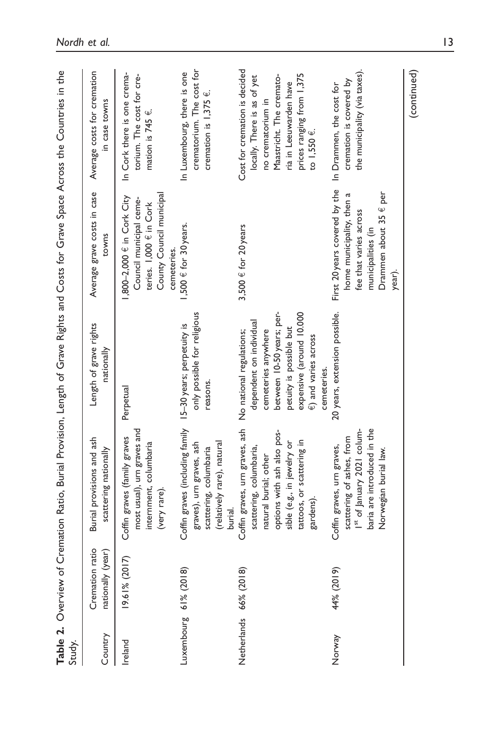**Table 2.** Overview of Cremation Ratio, Burial Provision, Length of Grave Rights and Costs for Grave Space Across the Countries in the Study.

| Country | Cremation ratio nationally (year) | Burial provisions and ash scattering nationally | Length of grave rights nationally | Average grave costs in case towns | Average costs for cremation in case towns |
|---|---|---|---|---|---|
| Ireland | 19.61% (2017) | Coffin graves (family graves most usual), urn graves and internment, columbaria (very rare). | Perpetual | 1,800–2,000 € in Cork City Council municipal cemeteries. 1,000 € in Cork County Council municipal cemeteries. | In Cork there is one crematorium. The cost for cremation is 745 €. |
| Luxembourg | 61% (2018) | Coffin graves (including family graves), urn graves, ash scattering, columbaria (relatively rare), natural burial. | 15–30 years; perpetuity is only possible for religious reasons. | 1,500 € for 30 years. | In Luxembourg, there is one crematorium. The cost for cremation is 1,375 €. |
| Netherlands | 66% (2018) | Coffin graves, urn graves, ash scattering, columbaria, natural burial; other options with ash also possible (e.g., in jewelry or tattoos, or scattering in gardens). | No national regulations; dependent on individual cemeteries anywhere between 10-50 years; perpetuity is possible but expensive (around 10.000 €) and varies across cemeteries. | 3,500 € for 20 years | Cost for cremation is decided locally. There is as of yet no crematorium in Maastricht. The crematoria in Leeuwarden have prices ranging from 1,375 to 1,550 €. |
| Norway | 44% (2019) | Coffin graves, urn graves, scattering of ashes, from 1[st] of January 2021 columbaria are introduced in the Norwegian burial law. | 20 years, extension possible. | First 20 years covered by the home municipality, then a fee that varies across municipalities (in Drammen about 35 € per year). | In Drammen, the cost for cremation is covered by the municipality (via taxes). |

(continued)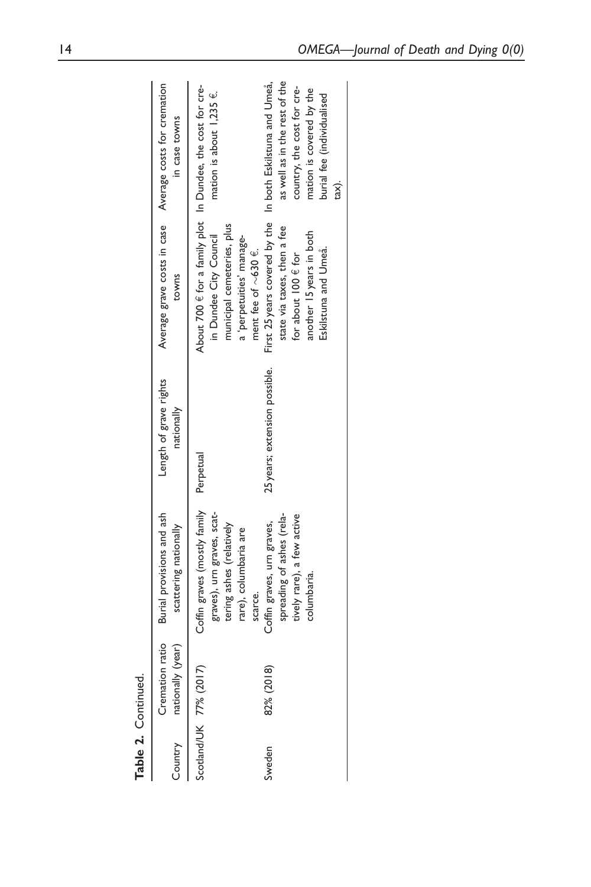**Table 2.** Continued.

| Country | Cremation ratio nationally (year) | Burial provisions and ash scattering nationally | Length of grave rights nationally | Average grave costs in case towns | Average costs for cremation in case towns |
|---|---|---|---|---|---|
| Scotland/UK | 77% (2017) | Coffin graves (mostly family graves), urn graves, scattering ashes (relatively rare), columbaria are scarce. | Perpetual | About 700 € for a family plot in Dundee City Council municipal cemeteries, plus a 'perpetuities' management fee of ~630 €. | In Dundee, the cost for cremation is about 1,235 €. |
| Sweden | 82% (2018) | Coffin graves, urn graves, spreading of ashes (relatively rare), a few active columbaria. | 25 years; extension possible. | First 25 years covered by the state via taxes, then a fee for about 100 € for another 15 years in both Eskilstuna and Umeå. | In both Eskilstuna and Umeå, as well as in the rest of the country, the cost for cremation is covered by the burial fee (individualised tax). |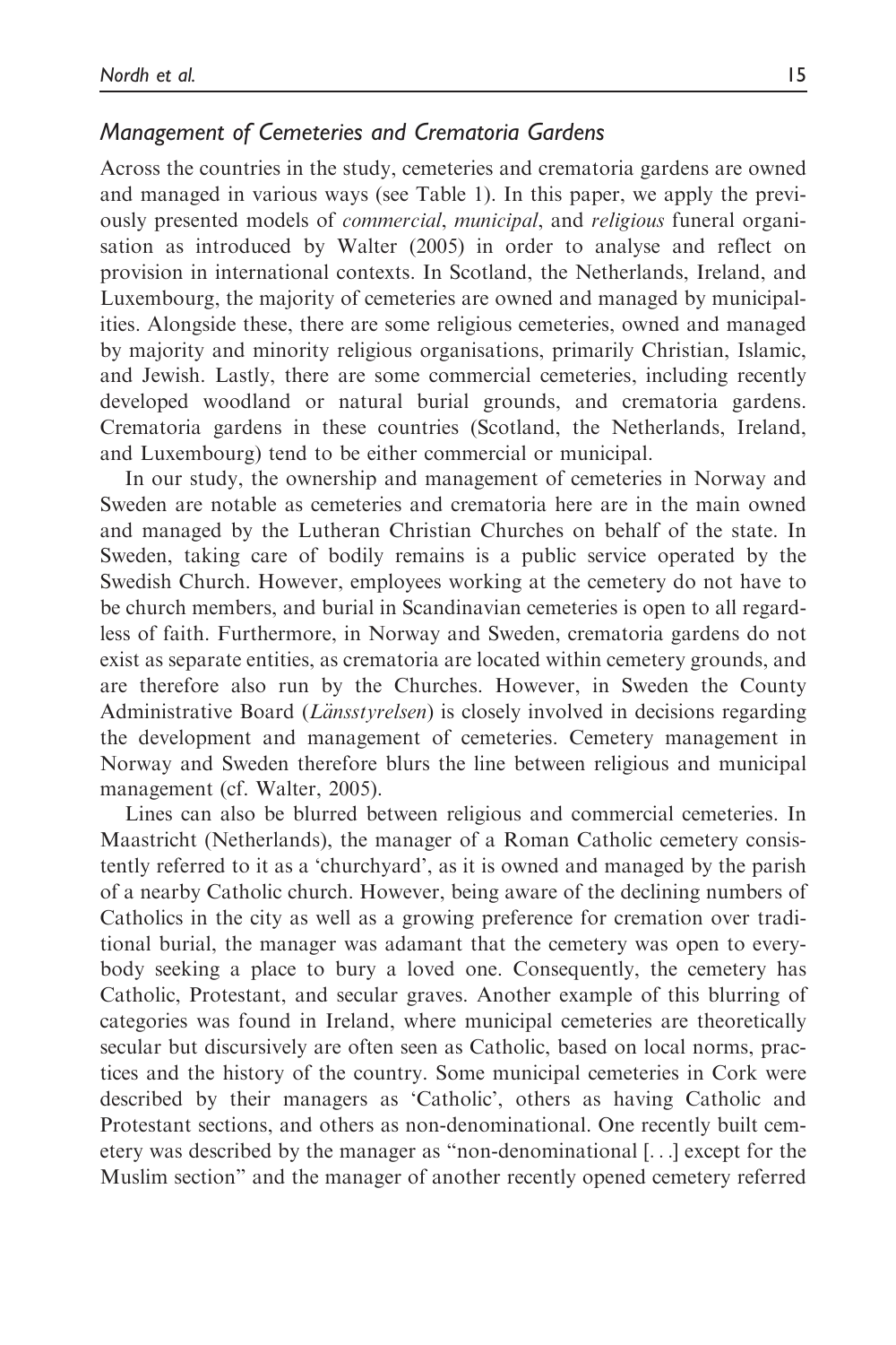### *Management of Cemeteries and Crematoria Gardens*

Across the countries in the study, cemeteries and crematoria gardens are owned and managed in various ways (see Table 1). In this paper, we apply the previously presented models of *commercial*, *municipal*, and *religious* funeral organisation as introduced by Walter (2005) in order to analyse and reflect on provision in international contexts. In Scotland, the Netherlands, Ireland, and Luxembourg, the majority of cemeteries are owned and managed by municipalities. Alongside these, there are some religious cemeteries, owned and managed by majority and minority religious organisations, primarily Christian, Islamic, and Jewish. Lastly, there are some commercial cemeteries, including recently developed woodland or natural burial grounds, and crematoria gardens. Crematoria gardens in these countries (Scotland, the Netherlands, Ireland, and Luxembourg) tend to be either commercial or municipal.

In our study, the ownership and management of cemeteries in Norway and Sweden are notable as cemeteries and crematoria here are in the main owned and managed by the Lutheran Christian Churches on behalf of the state. In Sweden, taking care of bodily remains is a public service operated by the Swedish Church. However, employees working at the cemetery do not have to be church members, and burial in Scandinavian cemeteries is open to all regardless of faith. Furthermore, in Norway and Sweden, crematoria gardens do not exist as separate entities, as crematoria are located within cemetery grounds, and are therefore also run by the Churches. However, in Sweden the County Administrative Board (*Länsstyrelsen*) is closely involved in decisions regarding the development and management of cemeteries. Cemetery management in Norway and Sweden therefore blurs the line between religious and municipal management (cf. Walter, 2005).

Lines can also be blurred between religious and commercial cemeteries. In Maastricht (Netherlands), the manager of a Roman Catholic cemetery consistently referred to it as a 'churchyard', as it is owned and managed by the parish of a nearby Catholic church. However, being aware of the declining numbers of Catholics in the city as well as a growing preference for cremation over traditional burial, the manager was adamant that the cemetery was open to everybody seeking a place to bury a loved one. Consequently, the cemetery has Catholic, Protestant, and secular graves. Another example of this blurring of categories was found in Ireland, where municipal cemeteries are theoretically secular but discursively are often seen as Catholic, based on local norms, practices and the history of the country. Some municipal cemeteries in Cork were described by their managers as 'Catholic', others as having Catholic and Protestant sections, and others as non-denominational. One recently built cemetery was described by the manager as "non-denominational [...] except for the Muslim section" and the manager of another recently opened cemetery referred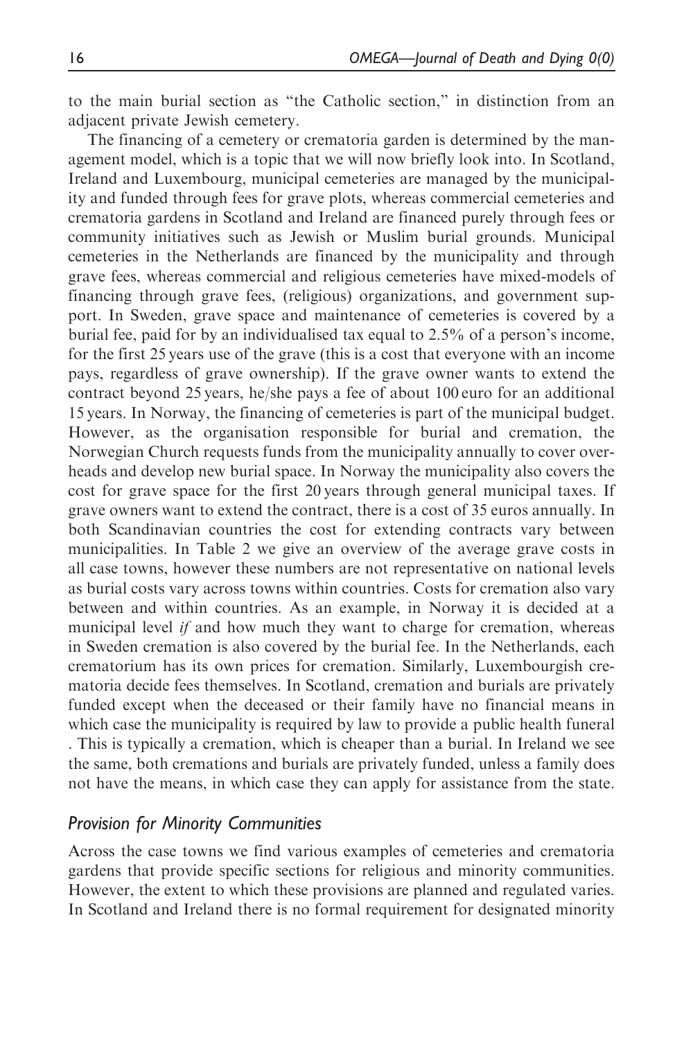to the main burial section as "the Catholic section," in distinction from an adjacent private Jewish cemetery.

The financing of a cemetery or crematoria garden is determined by the management model, which is a topic that we will now briefly look into. In Scotland, Ireland and Luxembourg, municipal cemeteries are managed by the municipality and funded through fees for grave plots, whereas commercial cemeteries and crematoria gardens in Scotland and Ireland are financed purely through fees or community initiatives such as Jewish or Muslim burial grounds. Municipal cemeteries in the Netherlands are financed by the municipality and through grave fees, whereas commercial and religious cemeteries have mixed-models of financing through grave fees, (religious) organizations, and government support. In Sweden, grave space and maintenance of cemeteries is covered by a burial fee, paid for by an individualised tax equal to 2.5% of a person's income, for the first 25 years use of the grave (this is a cost that everyone with an income pays, regardless of grave ownership). If the grave owner wants to extend the contract beyond 25 years, he/she pays a fee of about 100 euro for an additional 15 years. In Norway, the financing of cemeteries is part of the municipal budget. However, as the organisation responsible for burial and cremation, the Norwegian Church requests funds from the municipality annually to cover overheads and develop new burial space. In Norway the municipality also covers the cost for grave space for the first 20 years through general municipal taxes. If grave owners want to extend the contract, there is a cost of 35 euros annually. In both Scandinavian countries the cost for extending contracts vary between municipalities. In Table 2 we give an overview of the average grave costs in all case towns, however these numbers are not representative on national levels as burial costs vary across towns within countries. Costs for cremation also vary between and within countries. As an example, in Norway it is decided at a municipal level *if* and how much they want to charge for cremation, whereas in Sweden cremation is also covered by the burial fee. In the Netherlands, each crematorium has its own prices for cremation. Similarly, Luxembourgish crematoria decide fees themselves. In Scotland, cremation and burials are privately funded except when the deceased or their family have no financial means in which case the municipality is required by law to provide a public health funeral . This is typically a cremation, which is cheaper than a burial. In Ireland we see the same, both cremations and burials are privately funded, unless a family does not have the means, in which case they can apply for assistance from the state.

## *Provision for Minority Communities*

Across the case towns we find various examples of cemeteries and crematoria gardens that provide specific sections for religious and minority communities. However, the extent to which these provisions are planned and regulated varies. In Scotland and Ireland there is no formal requirement for designated minority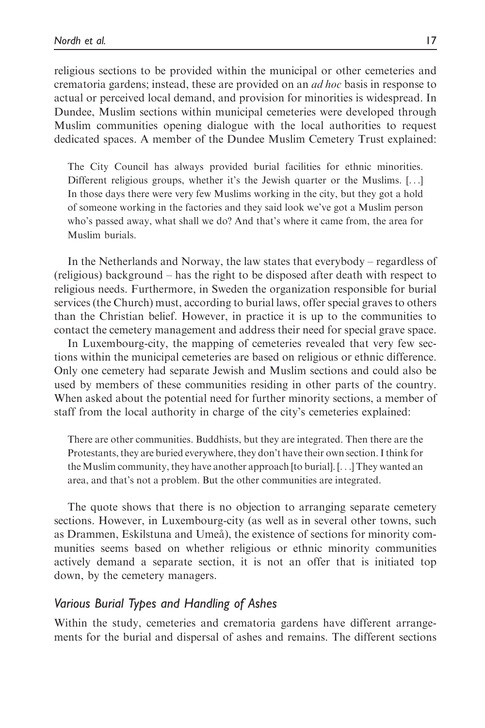religious sections to be provided within the municipal or other cemeteries and crematoria gardens; instead, these are provided on an *ad hoc* basis in response to actual or perceived local demand, and provision for minorities is widespread. In Dundee, Muslim sections within municipal cemeteries were developed through Muslim communities opening dialogue with the local authorities to request dedicated spaces. A member of the Dundee Muslim Cemetery Trust explained:

> The City Council has always provided burial facilities for ethnic minorities. Different religious groups, whether it's the Jewish quarter or the Muslims. [...] In those days there were very few Muslims working in the city, but they got a hold of someone working in the factories and they said look we've got a Muslim person who's passed away, what shall we do? And that's where it came from, the area for Muslim burials.

In the Netherlands and Norway, the law states that everybody – regardless of (religious) background – has the right to be disposed after death with respect to religious needs. Furthermore, in Sweden the organization responsible for burial services (the Church) must, according to burial laws, offer special graves to others than the Christian belief. However, in practice it is up to the communities to contact the cemetery management and address their need for special grave space.

In Luxembourg-city, the mapping of cemeteries revealed that very few sections within the municipal cemeteries are based on religious or ethnic difference. Only one cemetery had separate Jewish and Muslim sections and could also be used by members of these communities residing in other parts of the country. When asked about the potential need for further minority sections, a member of staff from the local authority in charge of the city's cemeteries explained:

> There are other communities. Buddhists, but they are integrated. Then there are the Protestants, they are buried everywhere, they don't have their own section. I think for the Muslim community, they have another approach [to burial]. [...] They wanted an area, and that's not a problem. But the other communities are integrated.

The quote shows that there is no objection to arranging separate cemetery sections. However, in Luxembourg-city (as well as in several other towns, such as Drammen, Eskilstuna and Umeå), the existence of sections for minority communities seems based on whether religious or ethnic minority communities actively demand a separate section, it is not an offer that is initiated top down, by the cemetery managers.

### *Various Burial Types and Handling of Ashes*

Within the study, cemeteries and crematoria gardens have different arrangements for the burial and dispersal of ashes and remains. The different sections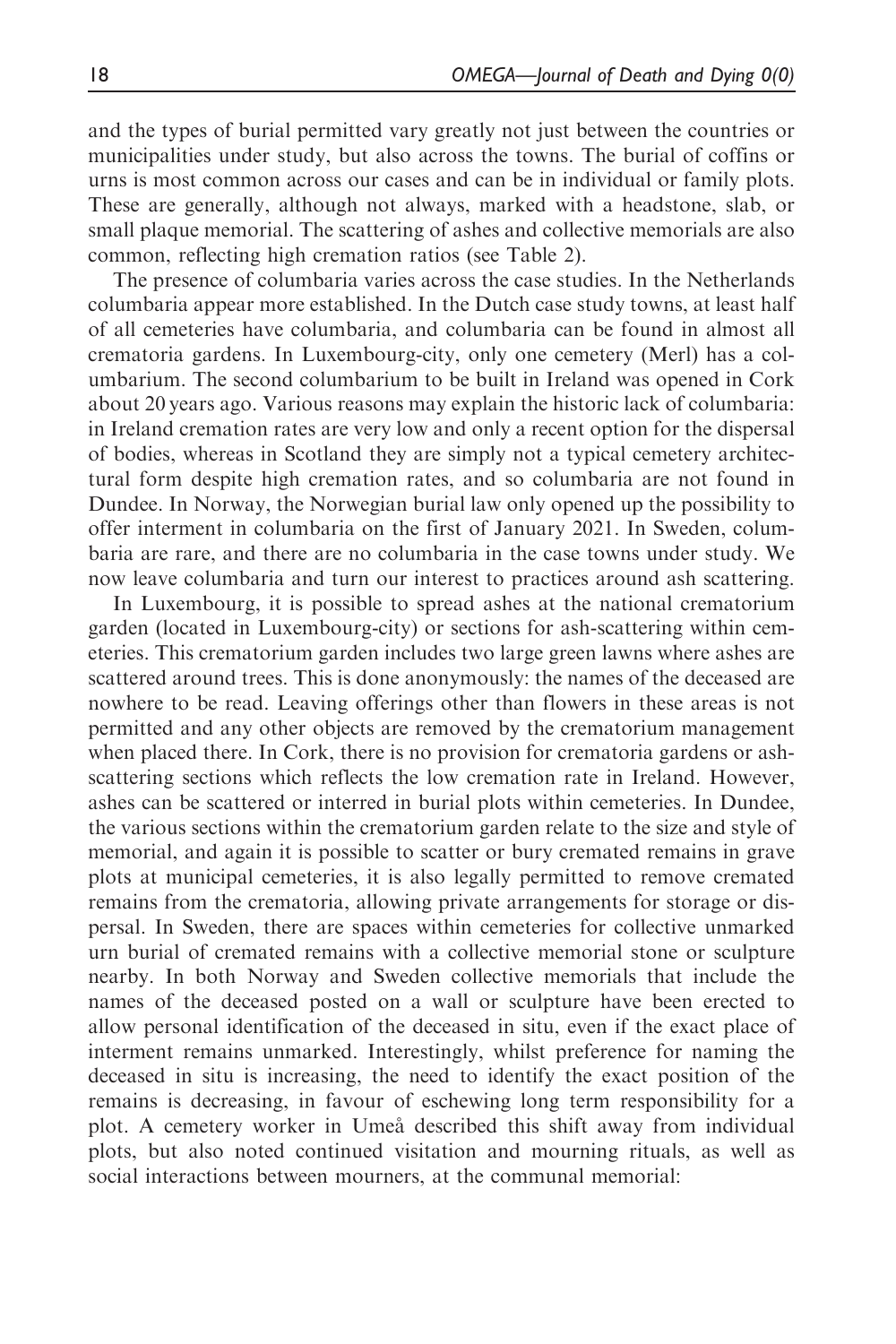and the types of burial permitted vary greatly not just between the countries or municipalities under study, but also across the towns. The burial of coffins or urns is most common across our cases and can be in individual or family plots. These are generally, although not always, marked with a headstone, slab, or small plaque memorial. The scattering of ashes and collective memorials are also common, reflecting high cremation ratios (see Table 2).

The presence of columbaria varies across the case studies. In the Netherlands columbaria appear more established. In the Dutch case study towns, at least half of all cemeteries have columbaria, and columbaria can be found in almost all crematoria gardens. In Luxembourg-city, only one cemetery (Merl) has a columbarium. The second columbarium to be built in Ireland was opened in Cork about 20 years ago. Various reasons may explain the historic lack of columbaria: in Ireland cremation rates are very low and only a recent option for the dispersal of bodies, whereas in Scotland they are simply not a typical cemetery architectural form despite high cremation rates, and so columbaria are not found in Dundee. In Norway, the Norwegian burial law only opened up the possibility to offer interment in columbaria on the first of January 2021. In Sweden, columbaria are rare, and there are no columbaria in the case towns under study. We now leave columbaria and turn our interest to practices around ash scattering.

In Luxembourg, it is possible to spread ashes at the national crematorium garden (located in Luxembourg-city) or sections for ash-scattering within cemeteries. This crematorium garden includes two large green lawns where ashes are scattered around trees. This is done anonymously: the names of the deceased are nowhere to be read. Leaving offerings other than flowers in these areas is not permitted and any other objects are removed by the crematorium management when placed there. In Cork, there is no provision for crematoria gardens or ash-scattering sections which reflects the low cremation rate in Ireland. However, ashes can be scattered or interred in burial plots within cemeteries. In Dundee, the various sections within the crematorium garden relate to the size and style of memorial, and again it is possible to scatter or bury cremated remains in grave plots at municipal cemeteries, it is also legally permitted to remove cremated remains from the crematoria, allowing private arrangements for storage or dispersal. In Sweden, there are spaces within cemeteries for collective unmarked urn burial of cremated remains with a collective memorial stone or sculpture nearby. In both Norway and Sweden collective memorials that include the names of the deceased posted on a wall or sculpture have been erected to allow personal identification of the deceased in situ, even if the exact place of interment remains unmarked. Interestingly, whilst preference for naming the deceased in situ is increasing, the need to identify the exact position of the remains is decreasing, in favour of eschewing long term responsibility for a plot. A cemetery worker in Umeå described this shift away from individual plots, but also noted continued visitation and mourning rituals, as well as social interactions between mourners, at the communal memorial: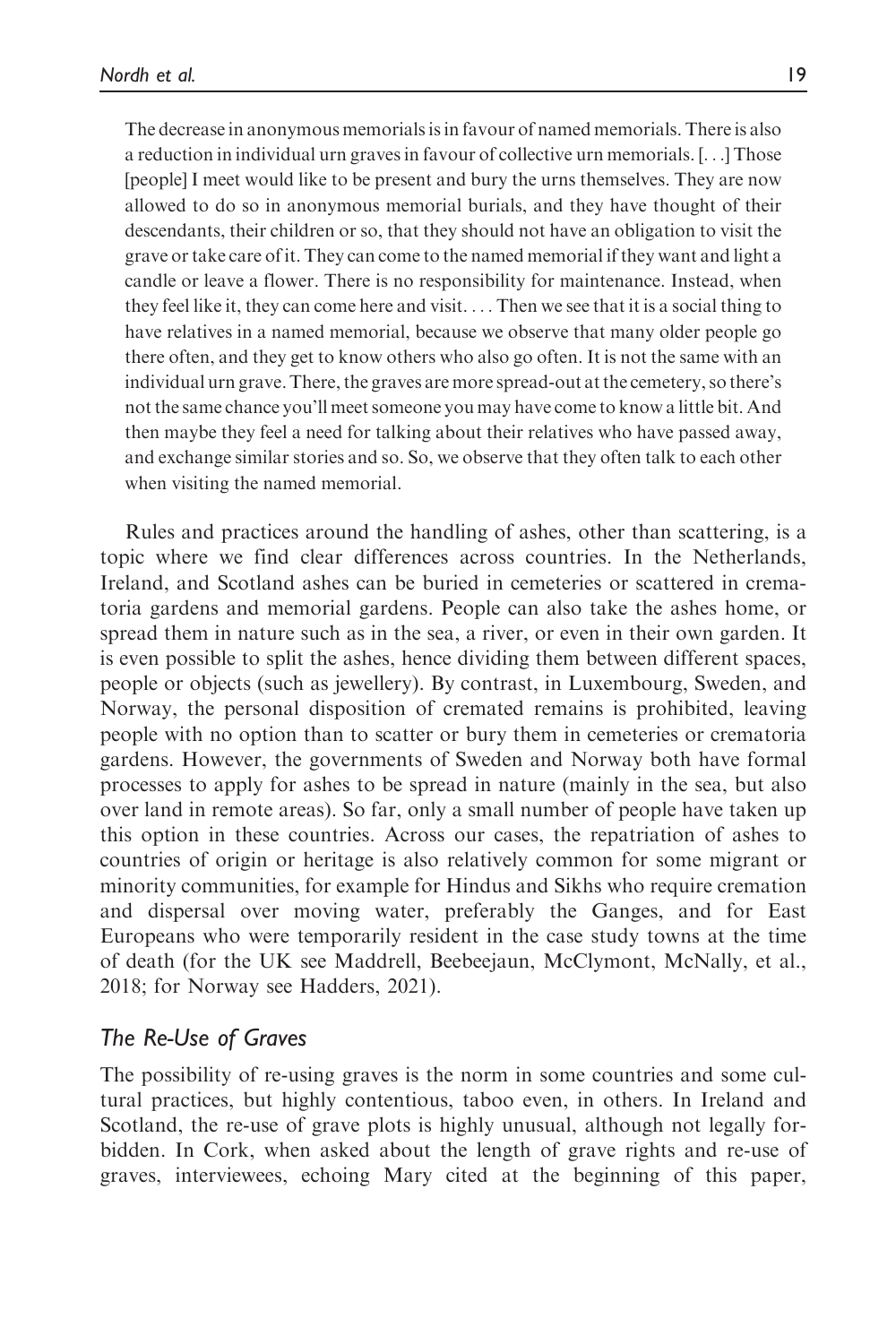> The decrease in anonymous memorials is in favour of named memorials. There is also a reduction in individual urn graves in favour of collective urn memorials. [. . .] Those [people] I meet would like to be present and bury the urns themselves. They are now allowed to do so in anonymous memorial burials, and they have thought of their descendants, their children or so, that they should not have an obligation to visit the grave or take care of it. They can come to the named memorial if they want and light a candle or leave a flower. There is no responsibility for maintenance. Instead, when they feel like it, they can come here and visit. . . . Then we see that it is a social thing to have relatives in a named memorial, because we observe that many older people go there often, and they get to know others who also go often. It is not the same with an individual urn grave. There, the graves are more spread-out at the cemetery, so there's not the same chance you'll meet someone you may have come to know a little bit. And then maybe they feel a need for talking about their relatives who have passed away, and exchange similar stories and so. So, we observe that they often talk to each other when visiting the named memorial.

Rules and practices around the handling of ashes, other than scattering, is a topic where we find clear differences across countries. In the Netherlands, Ireland, and Scotland ashes can be buried in cemeteries or scattered in crematoria gardens and memorial gardens. People can also take the ashes home, or spread them in nature such as in the sea, a river, or even in their own garden. It is even possible to split the ashes, hence dividing them between different spaces, people or objects (such as jewellery). By contrast, in Luxembourg, Sweden, and Norway, the personal disposition of cremated remains is prohibited, leaving people with no option than to scatter or bury them in cemeteries or crematoria gardens. However, the governments of Sweden and Norway both have formal processes to apply for ashes to be spread in nature (mainly in the sea, but also over land in remote areas). So far, only a small number of people have taken up this option in these countries. Across our cases, the repatriation of ashes to countries of origin or heritage is also relatively common for some migrant or minority communities, for example for Hindus and Sikhs who require cremation and dispersal over moving water, preferably the Ganges, and for East Europeans who were temporarily resident in the case study towns at the time of death (for the UK see Maddrell, Beebeejaun, McClymont, McNally, et al., 2018; for Norway see Hadders, 2021).

### *The Re-Use of Graves*

The possibility of re-using graves is the norm in some countries and some cultural practices, but highly contentious, taboo even, in others. In Ireland and Scotland, the re-use of grave plots is highly unusual, although not legally forbidden. In Cork, when asked about the length of grave rights and re-use of graves, interviewees, echoing Mary cited at the beginning of this paper,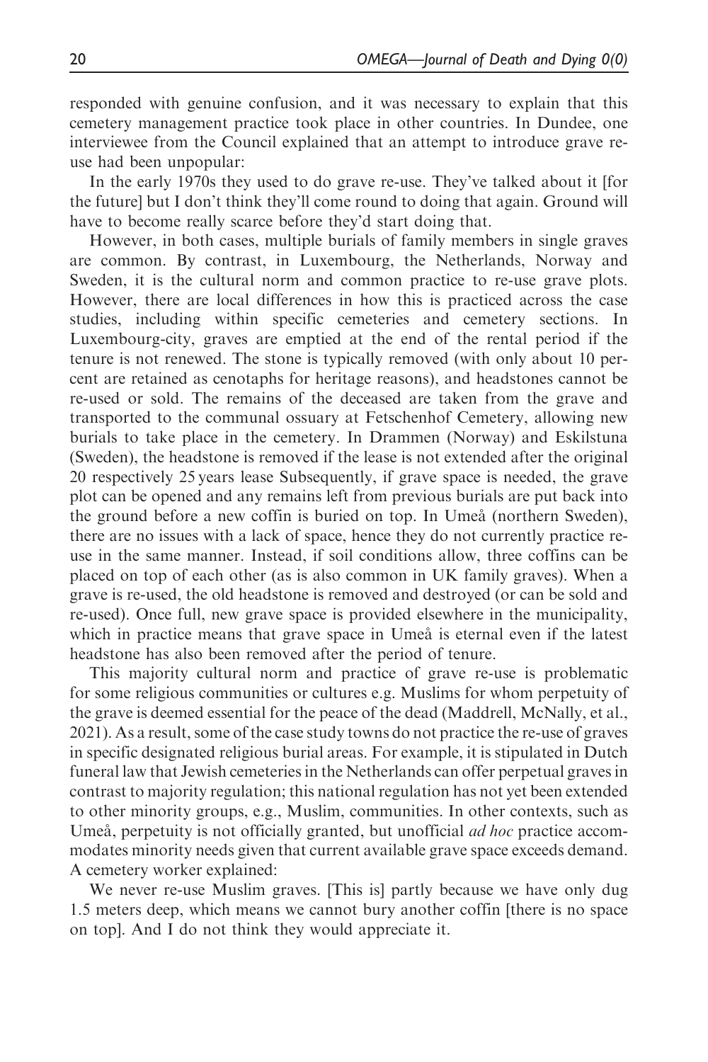responded with genuine confusion, and it was necessary to explain that this cemetery management practice took place in other countries. In Dundee, one interviewee from the Council explained that an attempt to introduce grave re-use had been unpopular:

In the early 1970s they used to do grave re-use. They've talked about it [for the future] but I don't think they'll come round to doing that again. Ground will have to become really scarce before they'd start doing that.

However, in both cases, multiple burials of family members in single graves are common. By contrast, in Luxembourg, the Netherlands, Norway and Sweden, it is the cultural norm and common practice to re-use grave plots. However, there are local differences in how this is practiced across the case studies, including within specific cemeteries and cemetery sections. In Luxembourg-city, graves are emptied at the end of the rental period if the tenure is not renewed. The stone is typically removed (with only about 10 percent are retained as cenotaphs for heritage reasons), and headstones cannot be re-used or sold. The remains of the deceased are taken from the grave and transported to the communal ossuary at Fetschenhof Cemetery, allowing new burials to take place in the cemetery. In Drammen (Norway) and Eskilstuna (Sweden), the headstone is removed if the lease is not extended after the original 20 respectively 25 years lease Subsequently, if grave space is needed, the grave plot can be opened and any remains left from previous burials are put back into the ground before a new coffin is buried on top. In Umeå (northern Sweden), there are no issues with a lack of space, hence they do not currently practice re-use in the same manner. Instead, if soil conditions allow, three coffins can be placed on top of each other (as is also common in UK family graves). When a grave is re-used, the old headstone is removed and destroyed (or can be sold and re-used). Once full, new grave space is provided elsewhere in the municipality, which in practice means that grave space in Umeå is eternal even if the latest headstone has also been removed after the period of tenure.

This majority cultural norm and practice of grave re-use is problematic for some religious communities or cultures e.g. Muslims for whom perpetuity of the grave is deemed essential for the peace of the dead (Maddrell, McNally, et al., 2021). As a result, some of the case study towns do not practice the re-use of graves in specific designated religious burial areas. For example, it is stipulated in Dutch funeral law that Jewish cemeteries in the Netherlands can offer perpetual graves in contrast to majority regulation; this national regulation has not yet been extended to other minority groups, e.g., Muslim, communities. In other contexts, such as Umeå, perpetuity is not officially granted, but unofficial *ad hoc* practice accommodates minority needs given that current available grave space exceeds demand. A cemetery worker explained:

We never re-use Muslim graves. [This is] partly because we have only dug 1.5 meters deep, which means we cannot bury another coffin [there is no space on top]. And I do not think they would appreciate it.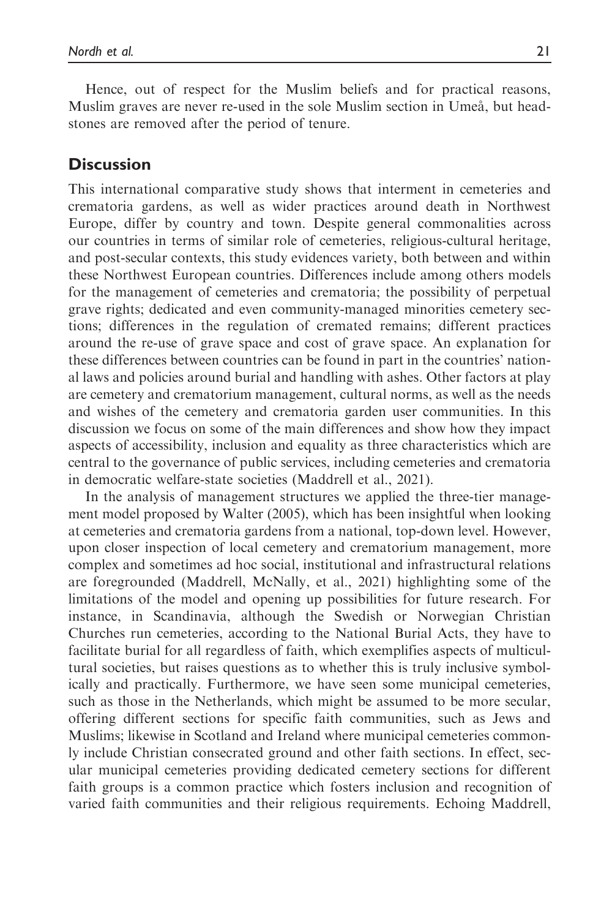Hence, out of respect for the Muslim beliefs and for practical reasons, Muslim graves are never re-used in the sole Muslim section in Umeå, but headstones are removed after the period of tenure.

## Discussion

This international comparative study shows that interment in cemeteries and crematoria gardens, as well as wider practices around death in Northwest Europe, differ by country and town. Despite general commonalities across our countries in terms of similar role of cemeteries, religious-cultural heritage, and post-secular contexts, this study evidences variety, both between and within these Northwest European countries. Differences include among others models for the management of cemeteries and crematoria; the possibility of perpetual grave rights; dedicated and even community-managed minorities cemetery sections; differences in the regulation of cremated remains; different practices around the re-use of grave space and cost of grave space. An explanation for these differences between countries can be found in part in the countries' national laws and policies around burial and handling with ashes. Other factors at play are cemetery and crematorium management, cultural norms, as well as the needs and wishes of the cemetery and crematoria garden user communities. In this discussion we focus on some of the main differences and show how they impact aspects of accessibility, inclusion and equality as three characteristics which are central to the governance of public services, including cemeteries and crematoria in democratic welfare-state societies (Maddrell et al., 2021).

In the analysis of management structures we applied the three-tier management model proposed by Walter (2005), which has been insightful when looking at cemeteries and crematoria gardens from a national, top-down level. However, upon closer inspection of local cemetery and crematorium management, more complex and sometimes ad hoc social, institutional and infrastructural relations are foregrounded (Maddrell, McNally, et al., 2021) highlighting some of the limitations of the model and opening up possibilities for future research. For instance, in Scandinavia, although the Swedish or Norwegian Christian Churches run cemeteries, according to the National Burial Acts, they have to facilitate burial for all regardless of faith, which exemplifies aspects of multicultural societies, but raises questions as to whether this is truly inclusive symbolically and practically. Furthermore, we have seen some municipal cemeteries, such as those in the Netherlands, which might be assumed to be more secular, offering different sections for specific faith communities, such as Jews and Muslims; likewise in Scotland and Ireland where municipal cemeteries commonly include Christian consecrated ground and other faith sections. In effect, secular municipal cemeteries providing dedicated cemetery sections for different faith groups is a common practice which fosters inclusion and recognition of varied faith communities and their religious requirements. Echoing Maddrell,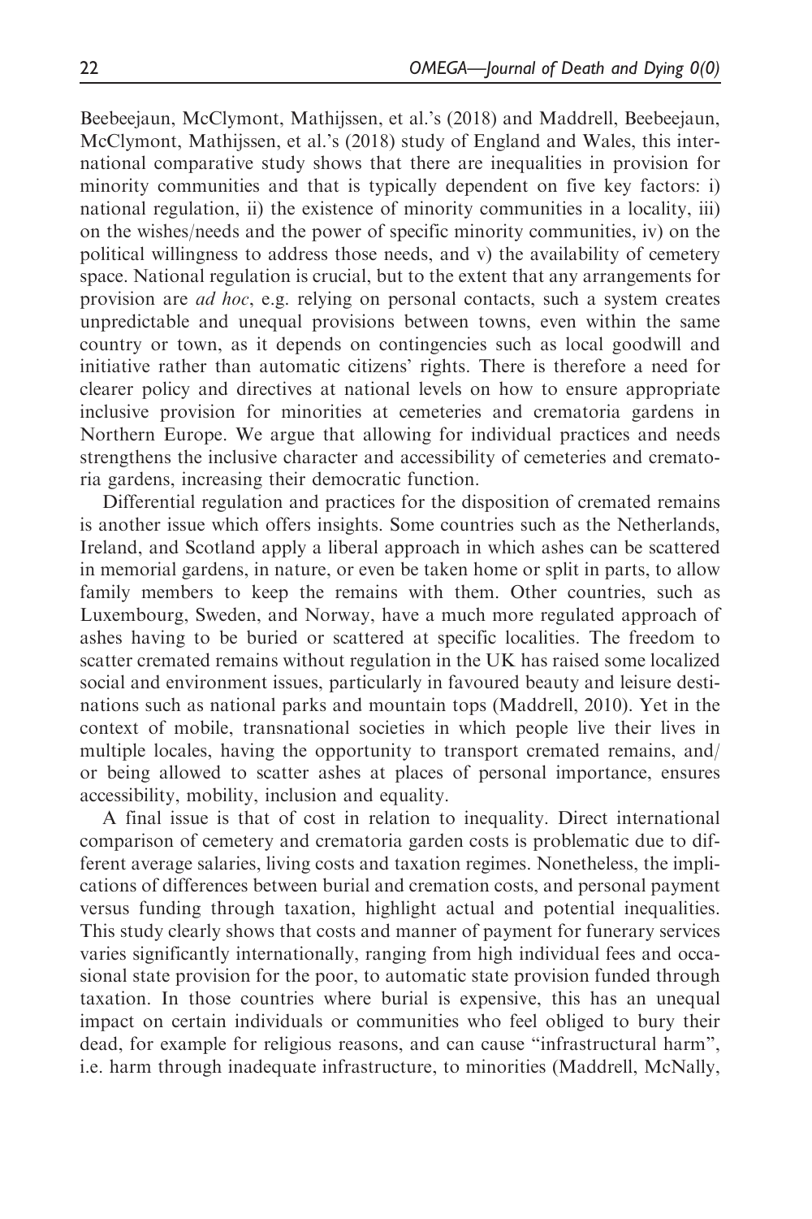Beebeejaun, McClymont, Mathijssen, et al.'s (2018) and Maddrell, Beebeejaun, McClymont, Mathijssen, et al.'s (2018) study of England and Wales, this international comparative study shows that there are inequalities in provision for minority communities and that is typically dependent on five key factors: i) national regulation, ii) the existence of minority communities in a locality, iii) on the wishes/needs and the power of specific minority communities, iv) on the political willingness to address those needs, and v) the availability of cemetery space. National regulation is crucial, but to the extent that any arrangements for provision are *ad hoc*, e.g. relying on personal contacts, such a system creates unpredictable and unequal provisions between towns, even within the same country or town, as it depends on contingencies such as local goodwill and initiative rather than automatic citizens' rights. There is therefore a need for clearer policy and directives at national levels on how to ensure appropriate inclusive provision for minorities at cemeteries and crematoria gardens in Northern Europe. We argue that allowing for individual practices and needs strengthens the inclusive character and accessibility of cemeteries and crematoria gardens, increasing their democratic function.

Differential regulation and practices for the disposition of cremated remains is another issue which offers insights. Some countries such as the Netherlands, Ireland, and Scotland apply a liberal approach in which ashes can be scattered in memorial gardens, in nature, or even be taken home or split in parts, to allow family members to keep the remains with them. Other countries, such as Luxembourg, Sweden, and Norway, have a much more regulated approach of ashes having to be buried or scattered at specific localities. The freedom to scatter cremated remains without regulation in the UK has raised some localized social and environment issues, particularly in favoured beauty and leisure destinations such as national parks and mountain tops (Maddrell, 2010). Yet in the context of mobile, transnational societies in which people live their lives in multiple locales, having the opportunity to transport cremated remains, and/or being allowed to scatter ashes at places of personal importance, ensures accessibility, mobility, inclusion and equality.

A final issue is that of cost in relation to inequality. Direct international comparison of cemetery and crematoria garden costs is problematic due to different average salaries, living costs and taxation regimes. Nonetheless, the implications of differences between burial and cremation costs, and personal payment versus funding through taxation, highlight actual and potential inequalities. This study clearly shows that costs and manner of payment for funerary services varies significantly internationally, ranging from high individual fees and occasional state provision for the poor, to automatic state provision funded through taxation. In those countries where burial is expensive, this has an unequal impact on certain individuals or communities who feel obliged to bury their dead, for example for religious reasons, and can cause "infrastructural harm", i.e. harm through inadequate infrastructure, to minorities (Maddrell, McNally,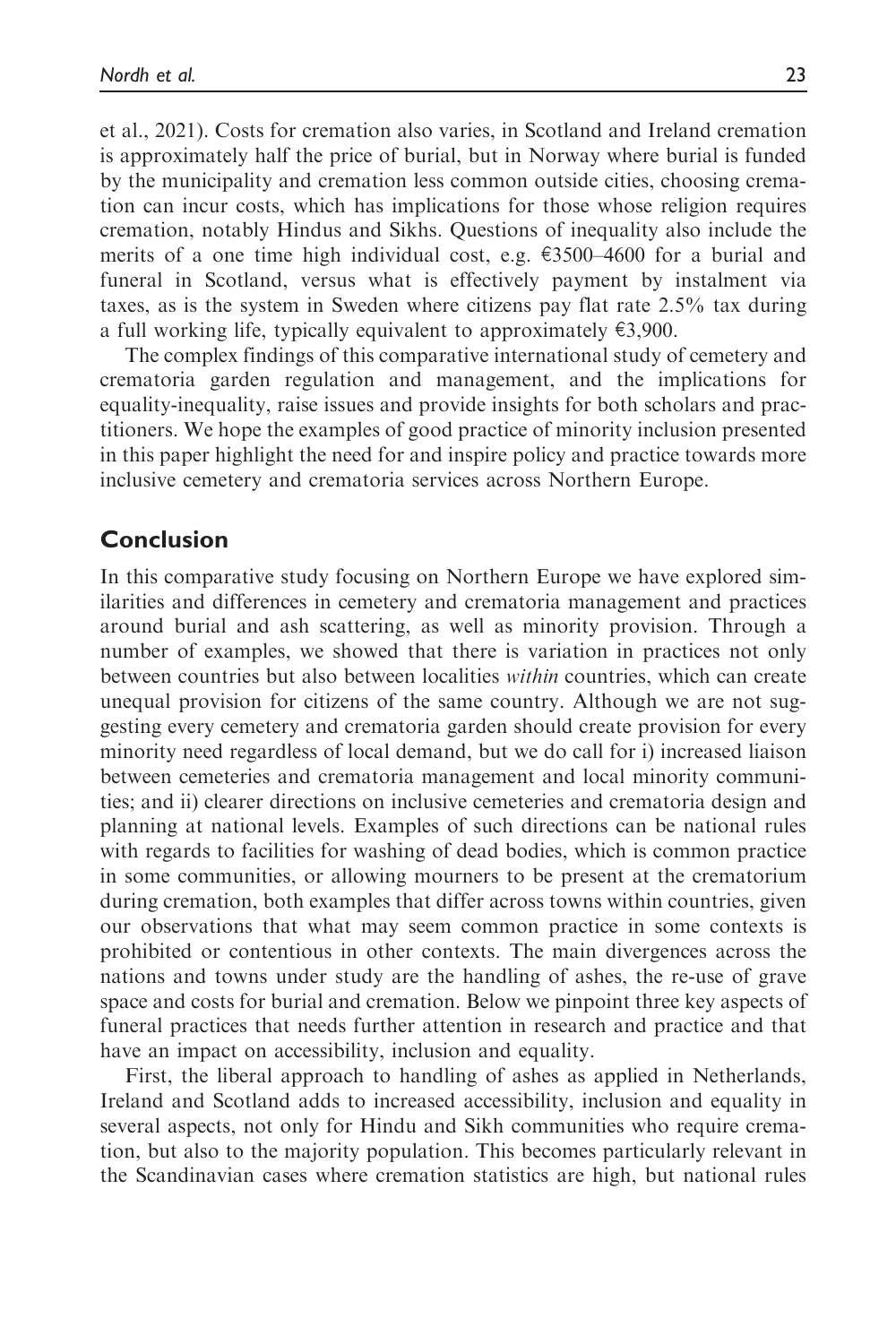et al., 2021). Costs for cremation also varies, in Scotland and Ireland cremation is approximately half the price of burial, but in Norway where burial is funded by the municipality and cremation less common outside cities, choosing cremation can incur costs, which has implications for those whose religion requires cremation, notably Hindus and Sikhs. Questions of inequality also include the merits of a one time high individual cost, e.g. €3500–4600 for a burial and funeral in Scotland, versus what is effectively payment by instalment via taxes, as is the system in Sweden where citizens pay flat rate 2.5% tax during a full working life, typically equivalent to approximately €3,900.

The complex findings of this comparative international study of cemetery and crematoria garden regulation and management, and the implications for equality-inequality, raise issues and provide insights for both scholars and practitioners. We hope the examples of good practice of minority inclusion presented in this paper highlight the need for and inspire policy and practice towards more inclusive cemetery and crematoria services across Northern Europe.

## Conclusion

In this comparative study focusing on Northern Europe we have explored similarities and differences in cemetery and crematoria management and practices around burial and ash scattering, as well as minority provision. Through a number of examples, we showed that there is variation in practices not only between countries but also between localities *within* countries, which can create unequal provision for citizens of the same country. Although we are not suggesting every cemetery and crematoria garden should create provision for every minority need regardless of local demand, but we do call for i) increased liaison between cemeteries and crematoria management and local minority communities; and ii) clearer directions on inclusive cemeteries and crematoria design and planning at national levels. Examples of such directions can be national rules with regards to facilities for washing of dead bodies, which is common practice in some communities, or allowing mourners to be present at the crematorium during cremation, both examples that differ across towns within countries, given our observations that what may seem common practice in some contexts is prohibited or contentious in other contexts. The main divergences across the nations and towns under study are the handling of ashes, the re-use of grave space and costs for burial and cremation. Below we pinpoint three key aspects of funeral practices that needs further attention in research and practice and that have an impact on accessibility, inclusion and equality.

First, the liberal approach to handling of ashes as applied in Netherlands, Ireland and Scotland adds to increased accessibility, inclusion and equality in several aspects, not only for Hindu and Sikh communities who require cremation, but also to the majority population. This becomes particularly relevant in the Scandinavian cases where cremation statistics are high, but national rules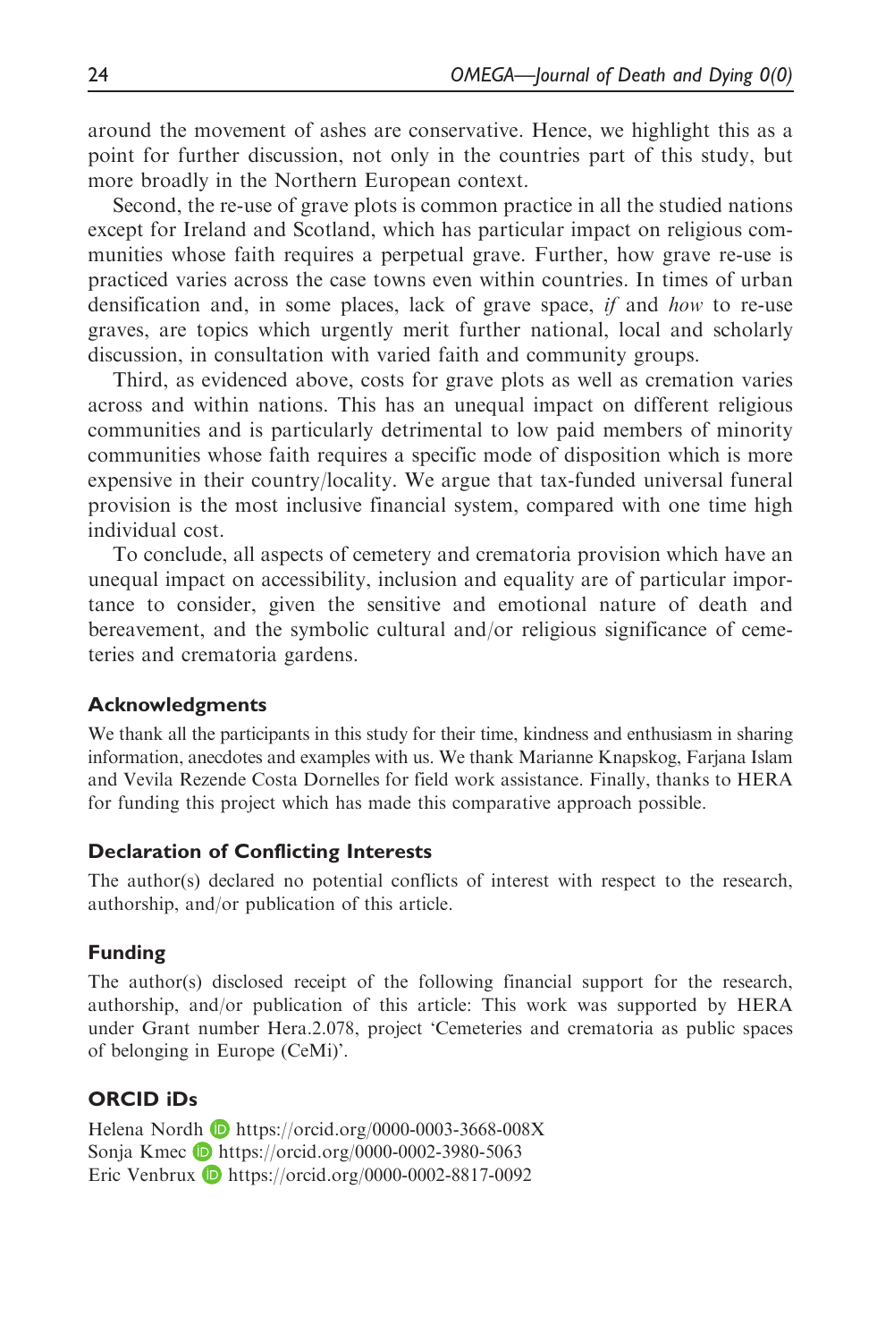around the movement of ashes are conservative. Hence, we highlight this as a point for further discussion, not only in the countries part of this study, but more broadly in the Northern European context.

Second, the re-use of grave plots is common practice in all the studied nations except for Ireland and Scotland, which has particular impact on religious communities whose faith requires a perpetual grave. Further, how grave re-use is practiced varies across the case towns even within countries. In times of urban densification and, in some places, lack of grave space, *if* and *how* to re-use graves, are topics which urgently merit further national, local and scholarly discussion, in consultation with varied faith and community groups.

Third, as evidenced above, costs for grave plots as well as cremation varies across and within nations. This has an unequal impact on different religious communities and is particularly detrimental to low paid members of minority communities whose faith requires a specific mode of disposition which is more expensive in their country/locality. We argue that tax-funded universal funeral provision is the most inclusive financial system, compared with one time high individual cost.

To conclude, all aspects of cemetery and crematoria provision which have an unequal impact on accessibility, inclusion and equality are of particular importance to consider, given the sensitive and emotional nature of death and bereavement, and the symbolic cultural and/or religious significance of cemeteries and crematoria gardens.

## Acknowledgments

We thank all the participants in this study for their time, kindness and enthusiasm in sharing information, anecdotes and examples with us. We thank Marianne Knapskog, Farjana Islam and Vevila Rezende Costa Dornelles for field work assistance. Finally, thanks to HERA for funding this project which has made this comparative approach possible.

## Declaration of Conflicting Interests

The author(s) declared no potential conflicts of interest with respect to the research, authorship, and/or publication of this article.

## Funding

The author(s) disclosed receipt of the following financial support for the research, authorship, and/or publication of this article: This work was supported by HERA under Grant number Hera.2.078, project 'Cemeteries and crematoria as public spaces of belonging in Europe (CeMi)'.

## ORCID iDs

Helena Nordh https://orcid.org/0000-0003-3668-008X
Sonja Kmec https://orcid.org/0000-0002-3980-5063
Eric Venbrux https://orcid.org/0000-0002-8817-0092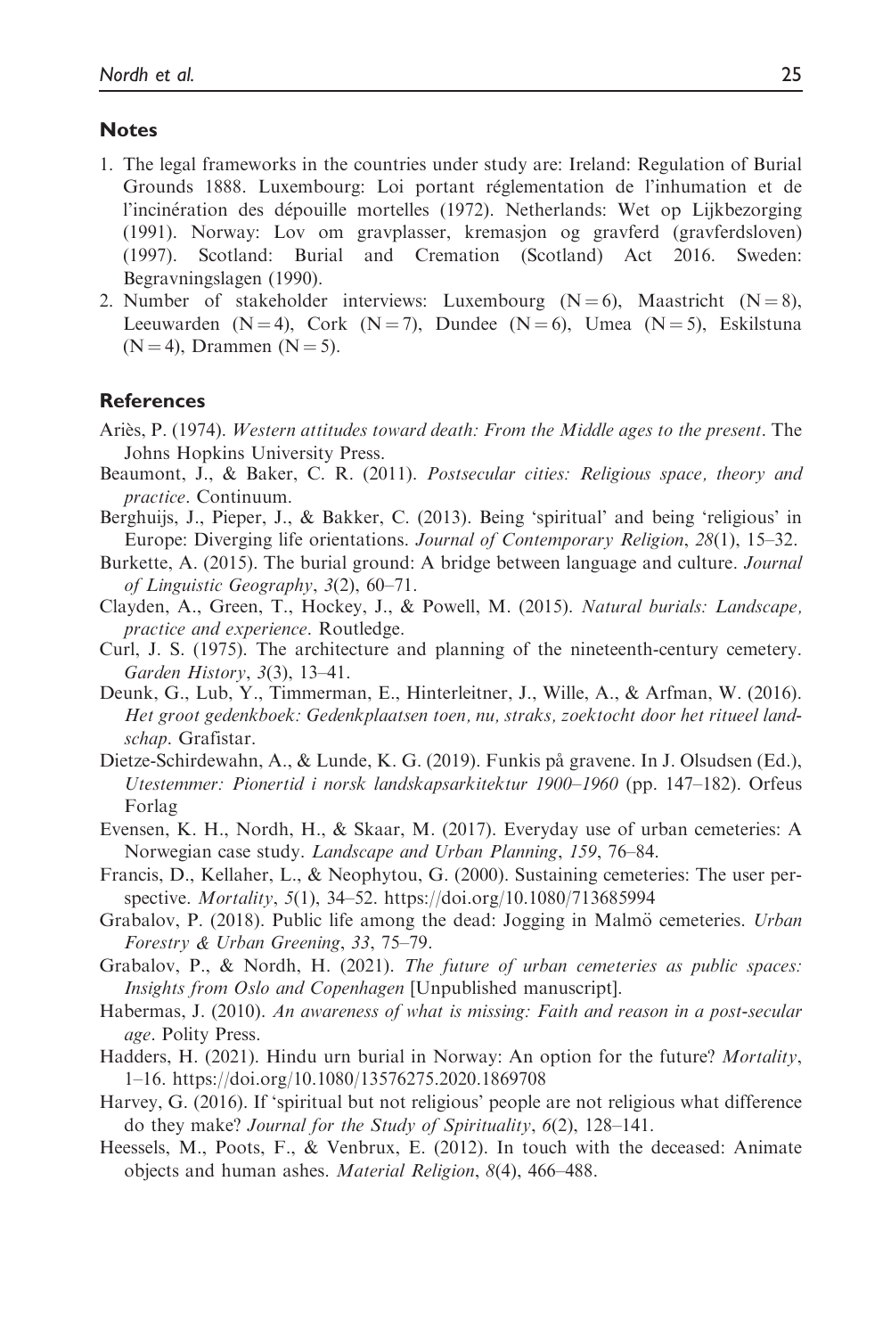## Notes

1. The legal frameworks in the countries under study are: Ireland: Regulation of Burial Grounds 1888. Luxembourg: Loi portant réglementation de l'inhumation et de l'incinération des dépouille mortelles (1972). Netherlands: Wet op Lijkbezorging (1991). Norway: Lov om gravplasser, kremasjon og gravferd (gravferdsloven) (1997). Scotland: Burial and Cremation (Scotland) Act 2016. Sweden: Begravningslagen (1990).
2. Number of stakeholder interviews: Luxembourg (N = 6), Maastricht (N = 8), Leeuwarden (N = 4), Cork (N = 7), Dundee (N = 6), Umea (N = 5), Eskilstuna (N = 4), Drammen (N = 5).

## References

Ariès, P. (1974). *Western attitudes toward death: From the Middle ages to the present*. The Johns Hopkins University Press.

Beaumont, J., & Baker, C. R. (2011). *Postsecular cities: Religious space, theory and practice*. Continuum.

Berghuijs, J., Pieper, J., & Bakker, C. (2013). Being 'spiritual' and being 'religious' in Europe: Diverging life orientations. *Journal of Contemporary Religion*, *28*(1), 15–32.

Burkette, A. (2015). The burial ground: A bridge between language and culture. *Journal of Linguistic Geography*, *3*(2), 60–71.

Clayden, A., Green, T., Hockey, J., & Powell, M. (2015). *Natural burials: Landscape, practice and experience*. Routledge.

Curl, J. S. (1975). The architecture and planning of the nineteenth-century cemetery. *Garden History*, *3*(3), 13–41.

Deunk, G., Lub, Y., Timmerman, E., Hinterleitner, J., Wille, A., & Arfman, W. (2016). *Het groot gedenkboek: Gedenkplaatsen toen, nu, straks, zoektocht door het ritueel landschap*. Grafistar.

Dietze-Schirdewahn, A., & Lunde, K. G. (2019). Funkis på gravene. In J. Olsudsen (Ed.), *Utestemmer: Pionertid i norsk landskapsarkitektur 1900–1960* (pp. 147–182). Orfeus Forlag

Evensen, K. H., Nordh, H., & Skaar, M. (2017). Everyday use of urban cemeteries: A Norwegian case study. *Landscape and Urban Planning*, *159*, 76–84.

Francis, D., Kellaher, L., & Neophytou, G. (2000). Sustaining cemeteries: The user perspective. *Mortality*, *5*(1), 34–52. https://doi.org/10.1080/713685994

Grabalov, P. (2018). Public life among the dead: Jogging in Malmö cemeteries. *Urban Forestry & Urban Greening*, *33*, 75–79.

Grabalov, P., & Nordh, H. (2021). *The future of urban cemeteries as public spaces: Insights from Oslo and Copenhagen* [Unpublished manuscript].

Habermas, J. (2010). *An awareness of what is missing: Faith and reason in a post-secular age*. Polity Press.

Hadders, H. (2021). Hindu urn burial in Norway: An option for the future? *Mortality*, 1–16. https://doi.org/10.1080/13576275.2020.1869708

Harvey, G. (2016). If 'spiritual but not religious' people are not religious what difference do they make? *Journal for the Study of Spirituality*, *6*(2), 128–141.

Heessels, M., Poots, F., & Venbrux, E. (2012). In touch with the deceased: Animate objects and human ashes. *Material Religion*, *8*(4), 466–488.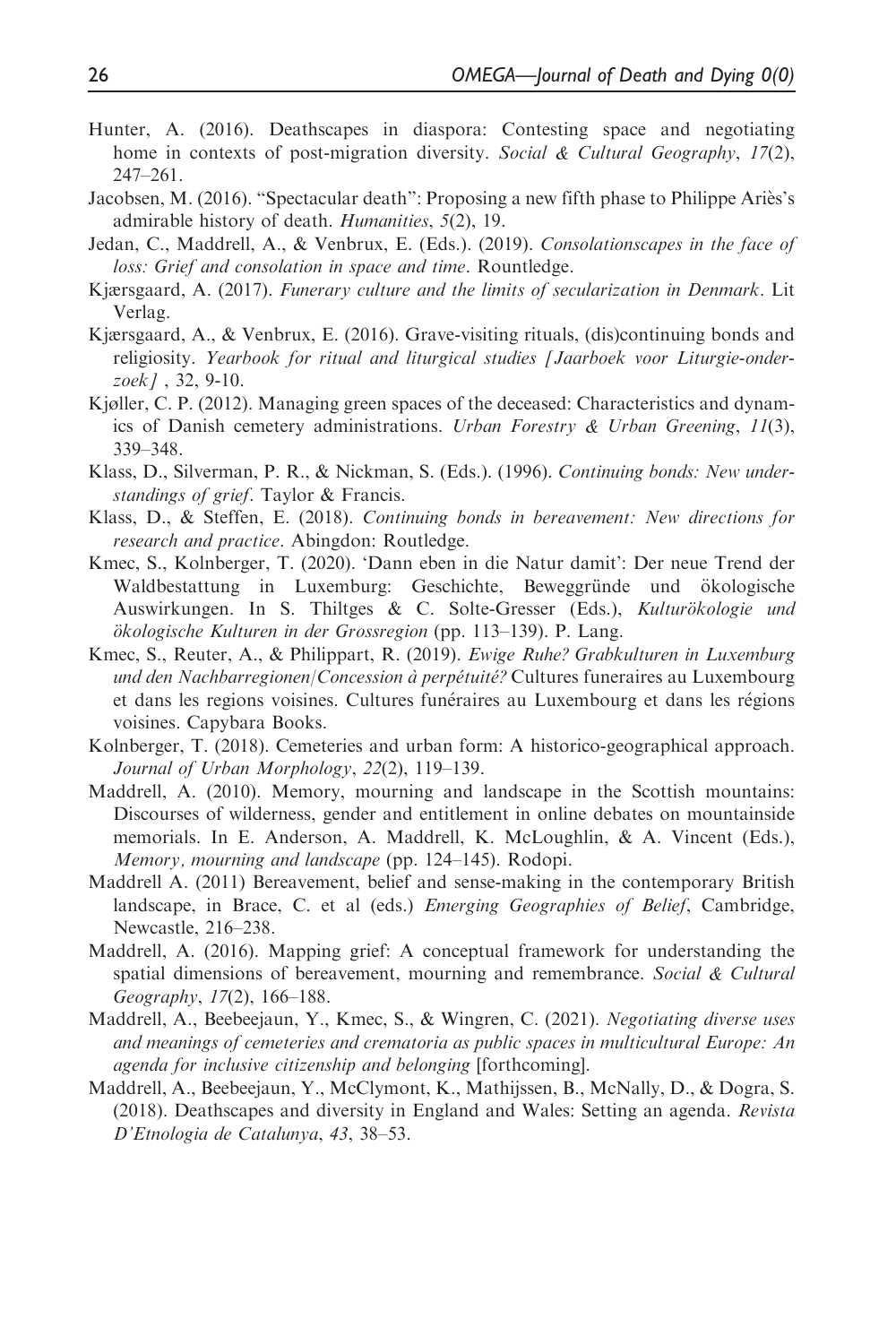Hunter, A. (2016). Deathscapes in diaspora: Contesting space and negotiating home in contexts of post-migration diversity. *Social & Cultural Geography*, *17*(2), 247–261.

Jacobsen, M. (2016). "Spectacular death": Proposing a new fifth phase to Philippe Ariès's admirable history of death. *Humanities*, *5*(2), 19.

Jedan, C., Maddrell, A., & Venbrux, E. (Eds.). (2019). *Consolationscapes in the face of loss: Grief and consolation in space and time*. Rountledge.

Kjærsgaard, A. (2017). *Funerary culture and the limits of secularization in Denmark*. Lit Verlag.

Kjærsgaard, A., & Venbrux, E. (2016). Grave-visiting rituals, (dis)continuing bonds and religiosity. *Yearbook for ritual and liturgical studies [Jaarboek voor Liturgie-onderzoek]* , 32, 9-10.

Kjøller, C. P. (2012). Managing green spaces of the deceased: Characteristics and dynamics of Danish cemetery administrations. *Urban Forestry & Urban Greening*, *11*(3), 339–348.

Klass, D., Silverman, P. R., & Nickman, S. (Eds.). (1996). *Continuing bonds: New understandings of grief*. Taylor & Francis.

Klass, D., & Steffen, E. (2018). *Continuing bonds in bereavement: New directions for research and practice*. Abingdon: Routledge.

Kmec, S., Kolnberger, T. (2020). 'Dann eben in die Natur damit': Der neue Trend der Waldbestattung in Luxemburg: Geschichte, Beweggründe und ökologische Auswirkungen. In S. Thiltges & C. Solte-Gresser (Eds.), *Kulturökologie und ökologische Kulturen in der Grossregion* (pp. 113–139). P. Lang.

Kmec, S., Reuter, A., & Philippart, R. (2019). *Ewige Ruhe? Grabkulturen in Luxemburg und den Nachbarregionen/Concession à perpétuité?* Cultures funeraires au Luxembourg et dans les regions voisines. Cultures funéraires au Luxembourg et dans les régions voisines. Capybara Books.

Kolnberger, T. (2018). Cemeteries and urban form: A historico-geographical approach. *Journal of Urban Morphology*, *22*(2), 119–139.

Maddrell, A. (2010). Memory, mourning and landscape in the Scottish mountains: Discourses of wilderness, gender and entitlement in online debates on mountainside memorials. In E. Anderson, A. Maddrell, K. McLoughlin, & A. Vincent (Eds.), *Memory, mourning and landscape* (pp. 124–145). Rodopi.

Maddrell A. (2011) Bereavement, belief and sense-making in the contemporary British landscape, in Brace, C. et al (eds.) *Emerging Geographies of Belief*, Cambridge, Newcastle, 216–238.

Maddrell, A. (2016). Mapping grief: A conceptual framework for understanding the spatial dimensions of bereavement, mourning and remembrance. *Social & Cultural Geography*, *17*(2), 166–188.

Maddrell, A., Beebeejaun, Y., Kmec, S., & Wingren, C. (2021). *Negotiating diverse uses and meanings of cemeteries and crematoria as public spaces in multicultural Europe: An agenda for inclusive citizenship and belonging* [forthcoming].

Maddrell, A., Beebeejaun, Y., McClymont, K., Mathijssen, B., McNally, D., & Dogra, S. (2018). Deathscapes and diversity in England and Wales: Setting an agenda. *Revista D'Etnologia de Catalunya*, *43*, 38–53.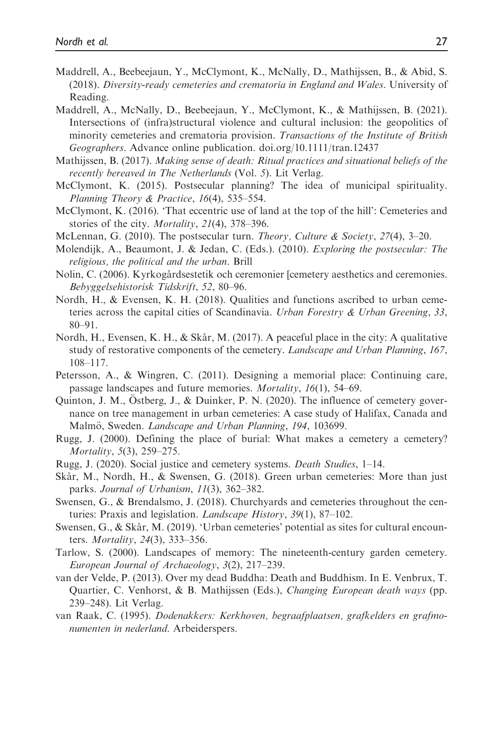Maddrell, A., Beebeejaun, Y., McClymont, K., McNally, D., Mathijssen, B., & Abid, S. (2018). *Diversity-ready cemeteries and crematoria in England and Wales*. University of Reading.

Maddrell, A., McNally, D., Beebeejaun, Y., McClymont, K., & Mathijssen, B. (2021). Intersections of (infra)structural violence and cultural inclusion: the geopolitics of minority cemeteries and crematoria provision. *Transactions of the Institute of British Geographers*. Advance online publication. doi.org/10.1111/tran.12437

Mathijssen, B. (2017). *Making sense of death: Ritual practices and situational beliefs of the recently bereaved in The Netherlands* (Vol. 5). Lit Verlag.

McClymont, K. (2015). Postsecular planning? The idea of municipal spirituality. *Planning Theory & Practice*, *16*(4), 535–554.

McClymont, K. (2016). 'That eccentric use of land at the top of the hill': Cemeteries and stories of the city. *Mortality*, *21*(4), 378–396.

McLennan, G. (2010). The postsecular turn. *Theory, Culture & Society*, *27*(4), 3–20.

Molendijk, A., Beaumont, J. & Jedan, C. (Eds.). (2010). *Exploring the postsecular: The religious, the political and the urban*. Brill

Nolin, C. (2006). Kyrkogårdsestetik och ceremonier [cemetery aesthetics and ceremonies. *Bebyggelsehistorisk Tidskrift*, *52*, 80–96.

Nordh, H., & Evensen, K. H. (2018). Qualities and functions ascribed to urban cemeteries across the capital cities of Scandinavia. *Urban Forestry & Urban Greening*, *33*, 80–91.

Nordh, H., Evensen, K. H., & Skår, M. (2017). A peaceful place in the city: A qualitative study of restorative components of the cemetery. *Landscape and Urban Planning*, *167*, 108–117.

Petersson, A., & Wingren, C. (2011). Designing a memorial place: Continuing care, passage landscapes and future memories. *Mortality*, *16*(1), 54–69.

Quinton, J. M., Östberg, J., & Duinker, P. N. (2020). The influence of cemetery governance on tree management in urban cemeteries: A case study of Halifax, Canada and Malmö, Sweden. *Landscape and Urban Planning*, *194*, 103699.

Rugg, J. (2000). Defining the place of burial: What makes a cemetery a cemetery? *Mortality*, *5*(3), 259–275.

Rugg, J. (2020). Social justice and cemetery systems. *Death Studies*, 1–14.

Skår, M., Nordh, H., & Swensen, G. (2018). Green urban cemeteries: More than just parks. *Journal of Urbanism*, *11*(3), 362–382.

Swensen, G., & Brendalsmo, J. (2018). Churchyards and cemeteries throughout the centuries: Praxis and legislation. *Landscape History*, *39*(1), 87–102.

Swensen, G., & Skår, M. (2019). 'Urban cemeteries' potential as sites for cultural encounters. *Mortality*, *24*(3), 333–356.

Tarlow, S. (2000). Landscapes of memory: The nineteenth-century garden cemetery. *European Journal of Archaeology*, *3*(2), 217–239.

van der Velde, P. (2013). Over my dead Buddha: Death and Buddhism. In E. Venbrux, T. Quartier, C. Venhorst, & B. Mathijssen (Eds.), *Changing European death ways* (pp. 239–248). Lit Verlag.

van Raak, C. (1995). *Dodenakkers: Kerkhoven, begraafplaatsen, grafkelders en grafmonumenten in nederland*. Arbeiderspers.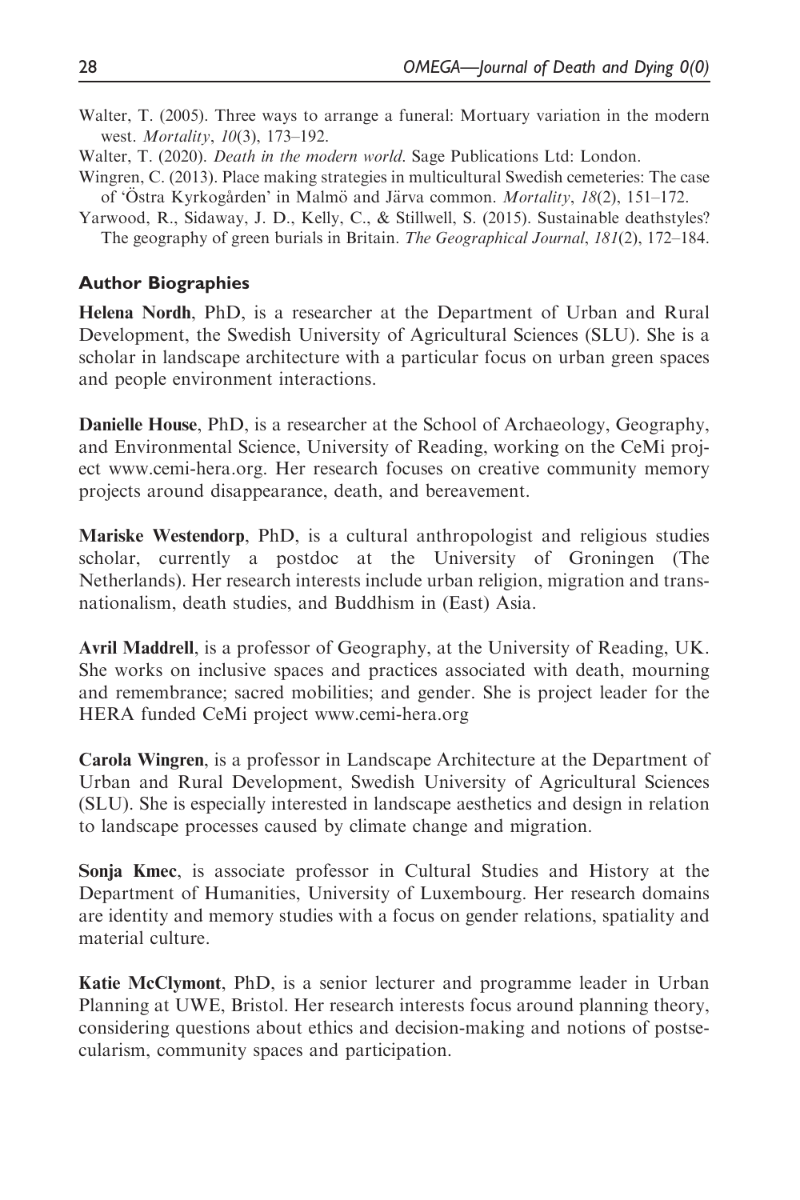Walter, T. (2005). Three ways to arrange a funeral: Mortuary variation in the modern west. *Mortality*, *10*(3), 173–192.

Walter, T. (2020). *Death in the modern world*. Sage Publications Ltd: London.

Wingren, C. (2013). Place making strategies in multicultural Swedish cemeteries: The case of 'Östra Kyrkogården' in Malmö and Järva common. *Mortality*, *18*(2), 151–172.

Yarwood, R., Sidaway, J. D., Kelly, C., & Stillwell, S. (2015). Sustainable deathstyles? The geography of green burials in Britain. *The Geographical Journal*, *181*(2), 172–184.

## Author Biographies

**Helena Nordh**, PhD, is a researcher at the Department of Urban and Rural Development, the Swedish University of Agricultural Sciences (SLU). She is a scholar in landscape architecture with a particular focus on urban green spaces and people environment interactions.

**Danielle House**, PhD, is a researcher at the School of Archaeology, Geography, and Environmental Science, University of Reading, working on the CeMi project www.cemi-hera.org. Her research focuses on creative community memory projects around disappearance, death, and bereavement.

**Mariske Westendorp**, PhD, is a cultural anthropologist and religious studies scholar, currently a postdoc at the University of Groningen (The Netherlands). Her research interests include urban religion, migration and transnationalism, death studies, and Buddhism in (East) Asia.

**Avril Maddrell**, is a professor of Geography, at the University of Reading, UK. She works on inclusive spaces and practices associated with death, mourning and remembrance; sacred mobilities; and gender. She is project leader for the HERA funded CeMi project www.cemi-hera.org

**Carola Wingren**, is a professor in Landscape Architecture at the Department of Urban and Rural Development, Swedish University of Agricultural Sciences (SLU). She is especially interested in landscape aesthetics and design in relation to landscape processes caused by climate change and migration.

**Sonja Kmec**, is associate professor in Cultural Studies and History at the Department of Humanities, University of Luxembourg. Her research domains are identity and memory studies with a focus on gender relations, spatiality and material culture.

**Katie McClymont**, PhD, is a senior lecturer and programme leader in Urban Planning at UWE, Bristol. Her research interests focus around planning theory, considering questions about ethics and decision-making and notions of postsecularism, community spaces and participation.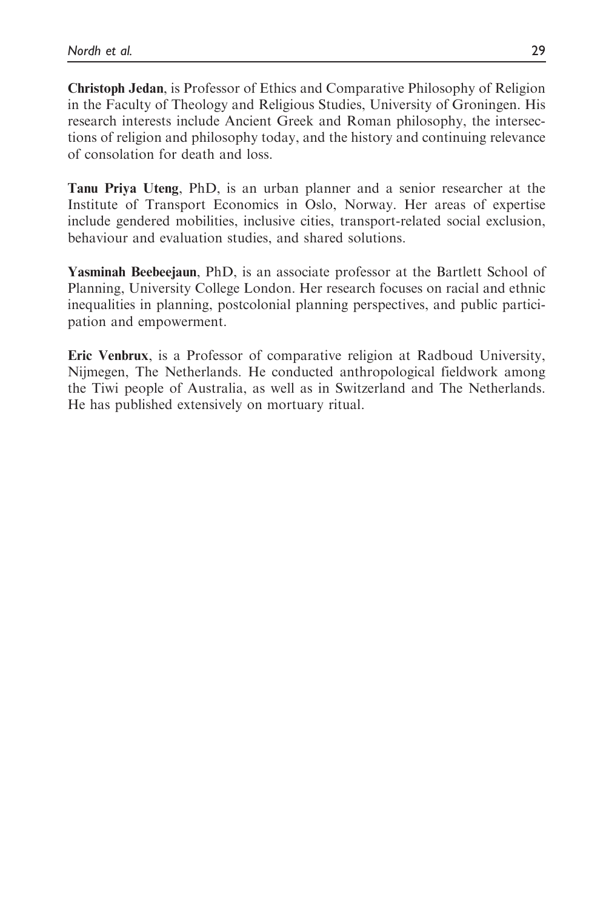**Christoph Jedan**, is Professor of Ethics and Comparative Philosophy of Religion in the Faculty of Theology and Religious Studies, University of Groningen. His research interests include Ancient Greek and Roman philosophy, the intersections of religion and philosophy today, and the history and continuing relevance of consolation for death and loss.

**Tanu Priya Uteng**, PhD, is an urban planner and a senior researcher at the Institute of Transport Economics in Oslo, Norway. Her areas of expertise include gendered mobilities, inclusive cities, transport-related social exclusion, behaviour and evaluation studies, and shared solutions.

**Yasminah Beebeejaun**, PhD, is an associate professor at the Bartlett School of Planning, University College London. Her research focuses on racial and ethnic inequalities in planning, postcolonial planning perspectives, and public participation and empowerment.

**Eric Venbrux**, is a Professor of comparative religion at Radboud University, Nijmegen, The Netherlands. He conducted anthropological fieldwork among the Tiwi people of Australia, as well as in Switzerland and The Netherlands. He has published extensively on mortuary ritual.